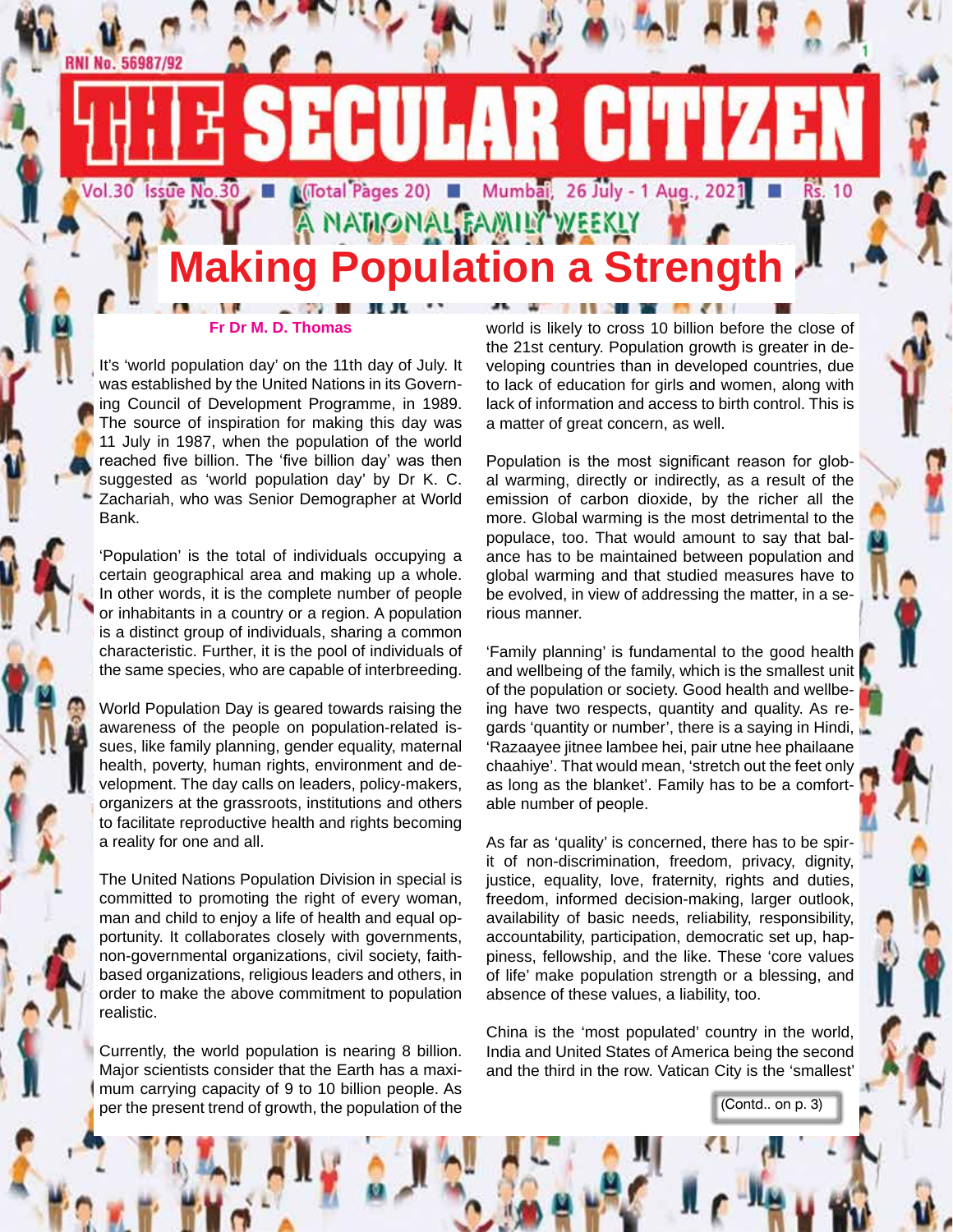# THE SECULAR CITIZEN

RNI No. 56987/92

Vol.30 Issue No.30 ■ (Total Pages 20) ■ Mumbai, 26 July - 1 Aug., 2021 ■ Rs. 10

A NATIONAL FAMILY WEEKLY

## Making Population a Strength

**Fr Dr M. D. Thomas**

It's 'world population day' on the 11th day of July. It was established by the United Nations in its Governing Council of Development Programme, in 1989. The source of inspiration for making this day was 11 July in 1987, when the population of the world reached five billion. The 'five billion day' was then suggested as 'world population day' by Dr K. C. Zachariah, who was Senior Demographer at World Bank.

'Population' is the total of individuals occupying a certain geographical area and making up a whole. In other words, it is the complete number of people or inhabitants in a country or a region. A population is a distinct group of individuals, sharing a common characteristic. Further, it is the pool of individuals of the same species, who are capable of interbreeding.

World Population Day is geared towards raising the awareness of the people on population-related issues, like family planning, gender equality, maternal health, poverty, human rights, environment and development. The day calls on leaders, policy-makers, organizers at the grassroots, institutions and others to facilitate reproductive health and rights becoming a reality for one and all.

The United Nations Population Division in special is committed to promoting the right of every woman, man and child to enjoy a life of health and equal opportunity. It collaborates closely with governments, non-governmental organizations, civil society, faith-based organizations, religious leaders and others, in order to make the above commitment to population realistic.

Currently, the world population is nearing 8 billion. Major scientists consider that the Earth has a maximum carrying capacity of 9 to 10 billion people. As per the present trend of growth, the population of the world is likely to cross 10 billion before the close of the 21st century. Population growth is greater in developing countries than in developed countries, due to lack of education for girls and women, along with lack of information and access to birth control. This is a matter of great concern, as well.

Population is the most significant reason for global warming, directly or indirectly, as a result of the emission of carbon dioxide, by the richer all the more. Global warming is the most detrimental to the populace, too. That would amount to say that balance has to be maintained between population and global warming and that studied measures have to be evolved, in view of addressing the matter, in a serious manner.

'Family planning' is fundamental to the good health and wellbeing of the family, which is the smallest unit of the population or society. Good health and wellbeing have two respects, quantity and quality. As regards 'quantity or number', there is a saying in Hindi, 'Razaayee jitnee lambee hei, pair utne hee phailaane chaahiye'. That would mean, 'stretch out the feet only as long as the blanket'. Family has to be a comfortable number of people.

As far as 'quality' is concerned, there has to be spirit of non-discrimination, freedom, privacy, dignity, justice, equality, love, fraternity, rights and duties, freedom, informed decision-making, larger outlook, availability of basic needs, reliability, responsibility, accountability, participation, democratic set up, happiness, fellowship, and the like. These 'core values of life' make population strength or a blessing, and absence of these values, a liability, too.

China is the 'most populated' country in the world, India and United States of America being the second and the third in the row. Vatican City is the 'smallest'

(Contd.. on p. 3)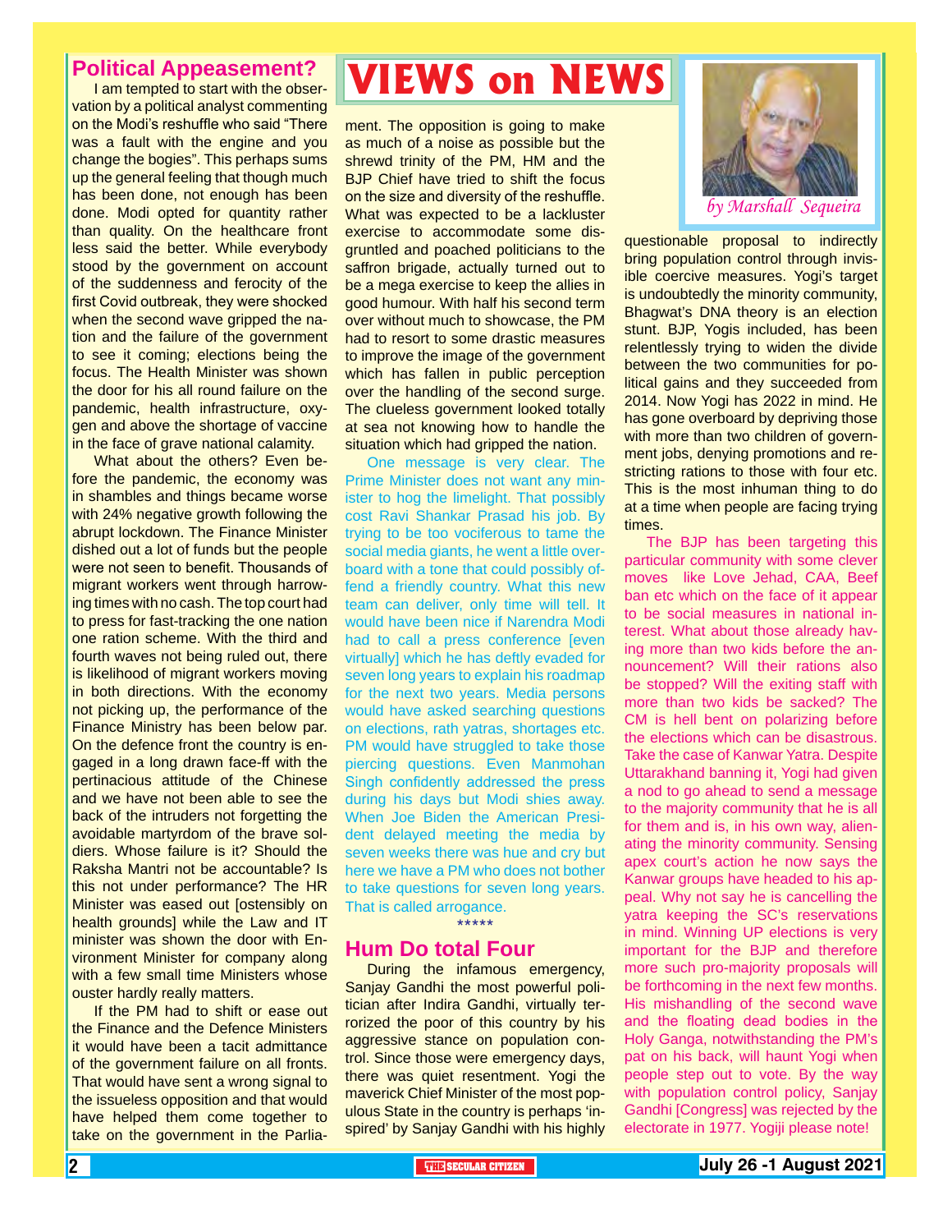# VIEWS on NEWS

*by Marshall Sequeira*

## Political Appeasement?

I am tempted to start with the observation by a political analyst commenting on the Modi's reshuffle who said "There was a fault with the engine and you change the bogies". This perhaps sums up the general feeling that though much has been done, not enough has been done. Modi opted for quantity rather than quality. On the healthcare front less said the better. While everybody stood by the government on account of the suddenness and ferocity of the first Covid outbreak, they were shocked when the second wave gripped the nation and the failure of the government to see it coming; elections being the focus. The Health Minister was shown the door for his all round failure on the pandemic, health infrastructure, oxygen and above the shortage of vaccine in the face of grave national calamity.

What about the others? Even before the pandemic, the economy was in shambles and things became worse with 24% negative growth following the abrupt lockdown. The Finance Minister dished out a lot of funds but the people were not seen to benefit. Thousands of migrant workers went through harrowing times with no cash. The top court had to press for fast-tracking the one nation one ration scheme. With the third and fourth waves not being ruled out, there is likelihood of migrant workers moving in both directions. With the economy not picking up, the performance of the Finance Ministry has been below par. On the defence front the country is engaged in a long drawn face-off with the pertinacious attitude of the Chinese and we have not been able to see the back of the intruders not forgetting the avoidable martyrdom of the brave soldiers. Whose failure is it? Should the Raksha Mantri not be accountable? Is this not under performance? The HR Minister was eased out [ostensibly on health grounds] while the Law and IT minister was shown the door with Environment Minister for company along with a few small time Ministers whose ouster hardly really matters.

If the PM had to shift or ease out the Finance and the Defence Ministers it would have been a tacit admittance of the government failure on all fronts. That would have sent a wrong signal to the issueless opposition and that would have helped them come together to take on the government in the Parliament. The opposition is going to make as much of a noise as possible but the shrewd trinity of the PM, HM and the BJP Chief have tried to shift the focus on the size and diversity of the reshuffle. What was expected to be a lackluster exercise to accommodate some disgruntled and poached politicians to the saffron brigade, actually turned out to be a mega exercise to keep the allies in good humour. With half his second term over without much to showcase, the PM had to resort to some drastic measures to improve the image of the government which has fallen in public perception over the handling of the second surge. The clueless government looked totally at sea not knowing how to handle the situation which had gripped the nation.

One message is very clear. The Prime Minister does not want any minister to hog the limelight. That possibly cost Ravi Shankar Prasad his job. By trying to be too vociferous to tame the social media giants, he went a little overboard with a tone that could possibly offend a friendly country. What this new team can deliver, only time will tell. It would have been nice if Narendra Modi had to call a press conference [even virtually] which he has deftly evaded for seven long years to explain his roadmap for the next two years. Media persons would have asked searching questions on elections, rath yatras, shortages etc. PM would have struggled to take those piercing questions. Even Manmohan Singh confidently addressed the press during his days but Modi shies away. When Joe Biden the American President delayed meeting the media by seven weeks there was hue and cry but here we have a PM who does not bother to take questions for seven long years. That is called arrogance.

\*\*\*\*\*

## Hum Do total Four

During the infamous emergency, Sanjay Gandhi the most powerful politician after Indira Gandhi, virtually terrorized the poor of this country by his aggressive stance on population control. Since those were emergency days, there was quiet resentment. Yogi the maverick Chief Minister of the most populous State in the country is perhaps 'inspired' by Sanjay Gandhi with his highly questionable proposal to indirectly bring population control through invisible coercive measures. Yogi's target is undoubtedly the minority community, Bhagwat's DNA theory is an election stunt. BJP, Yogis included, has been relentlessly trying to widen the divide between the two communities for political gains and they succeeded from 2014. Now Yogi has 2022 in mind. He has gone overboard by depriving those with more than two children of government jobs, denying promotions and restricting rations to those with four etc. This is the most inhuman thing to do at a time when people are facing trying times.

The BJP has been targeting this particular community with some clever moves like Love Jehad, CAA, Beef ban etc which on the face of it appear to be social measures in national interest. What about those already having more than two kids before the announcement? Will their rations also be stopped? Will the exiting staff with more than two kids be sacked? The CM is hell bent on polarizing before the elections which can be disastrous. Take the case of Kanwar Yatra. Despite Uttarakhand banning it, Yogi had given a nod to go ahead to send a message to the majority community that he is all for them and is, in his own way, alienating the minority community. Sensing apex court's action he now says the Kanwar groups have headed to his appeal. Why not say he is cancelling the yatra keeping the SC's reservations in mind. Winning UP elections is very important for the BJP and therefore more such pro-majority proposals will be forthcoming in the next few months. His mishandling of the second wave and the floating dead bodies in the Holy Ganga, notwithstanding the PM's pat on his back, will haunt Yogi when people step out to vote. By the way with population control policy, Sanjay Gandhi [Congress] was rejected by the electorate in 1977. Yogiji please note!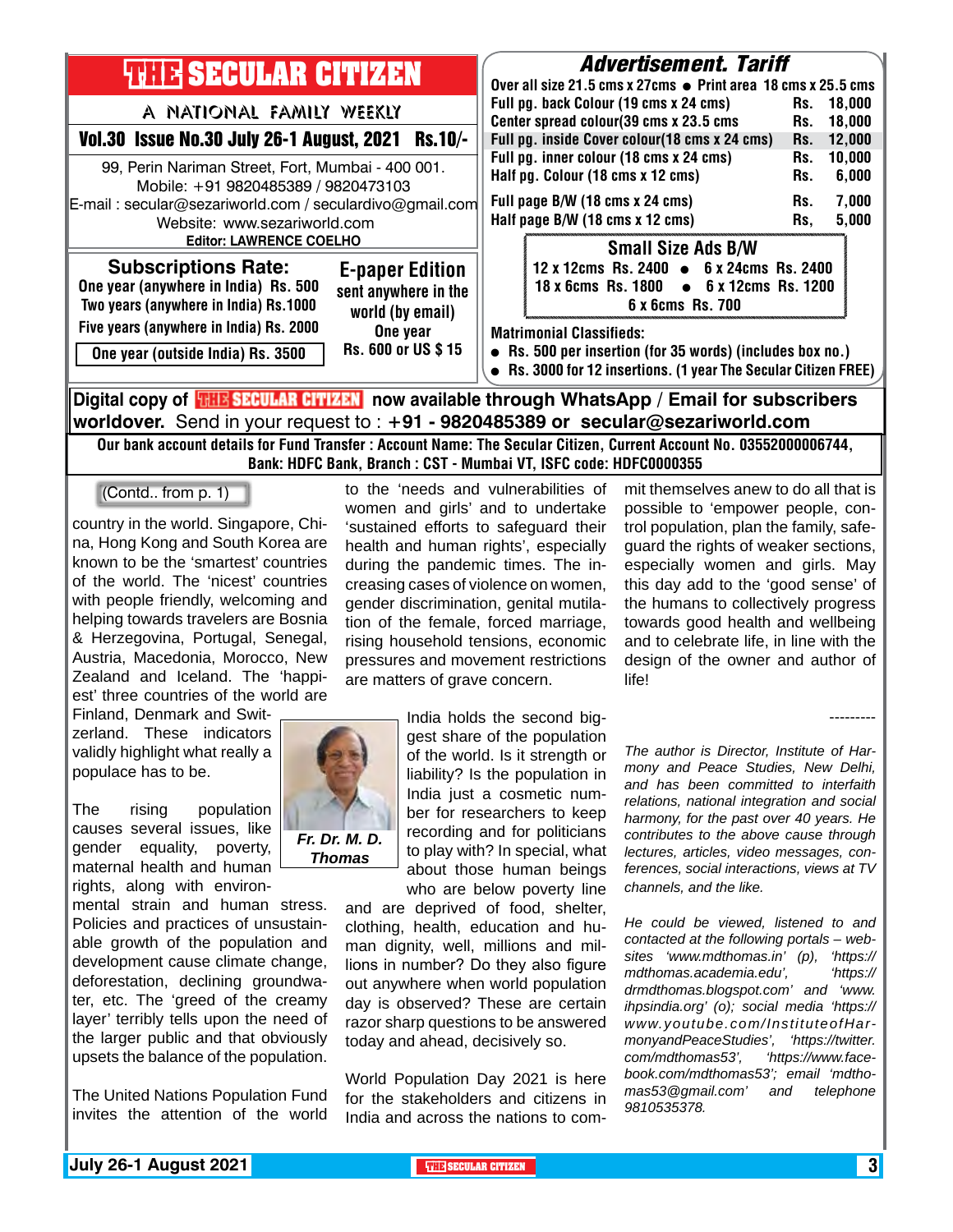# THE SECULAR CITIZEN

A NATIONAL FAMILY WEEKLY

**Vol.30 Issue No.30 July 26-1 August, 2021 Rs.10/-**

99, Perin Nariman Street, Fort, Mumbai - 400 001.
Mobile: +91 9820485389 / 9820473103
E-mail : secular@sezariworld.com / seculardivo@gmail.com
Website: www.sezariworld.com
**Editor: LAWRENCE COELHO**

**Subscriptions Rate:**
One year (anywhere in India) Rs. 500
Two years (anywhere in India) Rs.1000
Five years (anywhere in India) Rs. 2000
One year (outside India) Rs. 3500

**E-paper Edition**
sent anywhere in the world (by email)
One year
Rs. 600 or US $ 15

## Advertisement. Tariff

Over all size 21.5 cms x 27cms ● Print area 18 cms x 25.5 cms

| | | |
|---|---|---|
| Full pg. back Colour (19 cms x 24 cms) | Rs. | 18,000 |
| Center spread colour(39 cms x 23.5 cms | Rs. | 18,000 |
| Full pg. inside Cover colour(18 cms x 24 cms) | Rs. | 12,000 |
| Full pg. inner colour (18 cms x 24 cms) | Rs. | 10,000 |
| Half pg. Colour (18 cms x 12 cms) | Rs. | 6,000 |
| Full page B/W (18 cms x 24 cms) | Rs. | 7,000 |
| Half page B/W (18 cms x 12 cms) | Rs, | 5,000 |

**Small Size Ads B/W**
12 x 12cms Rs. 2400 ● 6 x 24cms Rs. 2400
18 x 6cms Rs. 1800 ● 6 x 12cms Rs. 1200
6 x 6cms Rs. 700

**Matrimonial Classifieds:**
- Rs. 500 per insertion (for 35 words) (includes box no.)
- Rs. 3000 for 12 insertions. (1 year The Secular Citizen FREE)

**Digital copy of THE SECULAR CITIZEN now available through WhatsApp / Email for subscribers worldover.** Send in your request to : **+91 - 9820485389 or secular@sezariworld.com**

**Our bank account details for Fund Transfer : Account Name: The Secular Citizen, Current Account No. 03552000006744, Bank: HDFC Bank, Branch : CST - Mumbai VT, ISFC code: HDFC0000355**

(Contd.. from p. 1)

country in the world. Singapore, China, Hong Kong and South Korea are known to be the 'smartest' countries of the world. The 'nicest' countries with people friendly, welcoming and helping towards travelers are Bosnia & Herzegovina, Portugal, Senegal, Austria, Macedonia, Morocco, New Zealand and Iceland. The 'happiest' three countries of the world are Finland, Denmark and Switzerland. These indicators validly highlight what really a populace has to be.

*Fr. Dr. M. D. Thomas*

The rising population causes several issues, like gender equality, poverty, maternal health and human rights, along with environmental strain and human stress. Policies and practices of unsustainable growth of the population and development cause climate change, deforestation, declining groundwater, etc. The 'greed of the creamy layer' terribly tells upon the larger public and that obviously upsets the balance of the population.

The United Nations Population Fund invites the attention of the world to the 'needs and vulnerabilities of women and girls' and to undertake 'sustained efforts to safeguard their health and human rights', especially during the pandemic times. The increasing cases of violence on women, gender discrimination, genital mutilation of the female, forced marriage, rising household tensions, economic pressures and movement restrictions are matters of grave concern.

India holds the second biggest share of the population of the world. Is it strength or liability? Is the population in India just a cosmetic number for researchers to keep recording and for politicians to play with? In special, what about those human beings who are below poverty line and are deprived of food, shelter, clothing, health, education and human dignity, well, millions and millions in number? Do they also figure out anywhere when world population day is observed? These are certain razor sharp questions to be answered today and ahead, decisively so.

World Population Day 2021 is here for the stakeholders and citizens in India and across the nations to commit themselves anew to do all that is possible to 'empower people, control population, plan the family, safeguard the rights of weaker sections, especially women and girls. May this day add to the 'good sense' of the humans to collectively progress towards good health and wellbeing and to celebrate life, in line with the design of the owner and author of life!

---------

*The author is Director, Institute of Harmony and Peace Studies, New Delhi, and has been committed to interfaith relations, national integration and social harmony, for the past over 40 years. He contributes to the above cause through lectures, articles, video messages, conferences, social interactions, views at TV channels, and the like.*

*He could be viewed, listened to and contacted at the following portals – websites 'www.mdthomas.in' (p), 'https://mdthomas.academia.edu', 'https://drmdthomas.blogspot.com' and 'www.ihpsindia.org' (o); social media 'https://www.youtube.com/InstituteofHarmonyandPeaceStudies', 'https://twitter.com/mdthomas53', 'https://www.facebook.com/mdthomas53'; email 'mdthomas53@gmail.com' and telephone 9810535378.*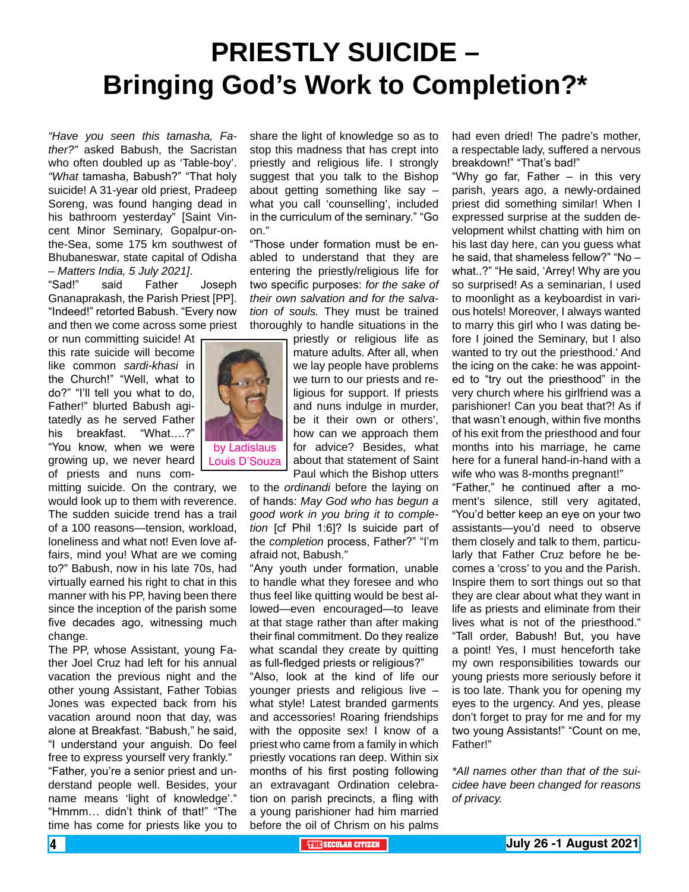# PRIESTLY SUICIDE – Bringing God's Work to Completion?*

*"Have you seen this tamasha, Father?"* asked Babush, the Sacristan who often doubled up as 'Table-boy'. *"What* tamasha, Babush?" "That holy suicide! A 31-year old priest, Pradeep Soreng, was found hanging dead in his bathroom yesterday" [Saint Vincent Minor Seminary, Gopalpur-on-the-Sea, some 175 km southwest of Bhubaneswar, state capital of Odisha – *Matters India, 5 July 2021]*.

"Sad!" said Father Joseph Gnanaprakash, the Parish Priest [PP]. "Indeed!" retorted Babush. "Every now and then we come across some priest or nun committing suicide! At this rate suicide will become like common *sardi-khasi* in the Church!" "Well, what to do?" "I'll tell you what to do, Father!" blurted Babush agitatedly as he served Father his breakfast. "What….?" "You know, when we were growing up, we never heard of priests and nuns committing suicide. On the contrary, we would look up to them with reverence. The sudden suicide trend has a trail of a 100 reasons—tension, workload, loneliness and what not! Even love affairs, mind you! What are we coming to?" Babush, now in his late 70s, had virtually earned his right to chat in this manner with his PP, having been there since the inception of the parish some five decades ago, witnessing much change.

by Ladislaus Louis D'Souza

The PP, whose Assistant, young Father Joel Cruz had left for his annual vacation the previous night and the other young Assistant, Father Tobias Jones was expected back from his vacation around noon that day, was alone at Breakfast. "Babush," he said, "I understand your anguish. Do feel free to express yourself very frankly."

"Father, you're a senior priest and understand people well. Besides, your name means 'light of knowledge'." "Hmmm… didn't think of that!" "The time has come for priests like you to share the light of knowledge so as to stop this madness that has crept into priestly and religious life. I strongly suggest that you talk to the Bishop about getting something like say – what you call 'counselling', included in the curriculum of the seminary." "Go on."

"Those under formation must be enabled to understand that they are entering the priestly/religious life for two specific purposes: *for the sake of their own salvation and for the salvation of souls.* They must be trained thoroughly to handle situations in the priestly or religious life as mature adults. After all, when we lay people have problems we turn to our priests and religious for support. If priests and nuns indulge in murder, be it their own or others', how can we approach them for advice? Besides, what about that statement of Saint Paul which the Bishop utters to the *ordinandi* before the laying on of hands: *May God who has begun a good work in you bring it to completion* [cf Phil 1:6]? Is suicide part of the *completion* process, Father?" "I'm afraid not, Babush."

"Any youth under formation, unable to handle what they foresee and who thus feel like quitting would be best allowed—even encouraged—to leave at that stage rather than after making their final commitment. Do they realize what scandal they create by quitting as full-fledged priests or religious?"

"Also, look at the kind of life our younger priests and religious live – what style! Latest branded garments and accessories! Roaring friendships with the opposite sex! I know of a priest who came from a family in which priestly vocations ran deep. Within six months of his first posting following an extravagant Ordination celebration on parish precincts, a fling with a young parishioner had him married before the oil of Chrism on his palms had even dried! The padre's mother, a respectable lady, suffered a nervous breakdown!" "That's bad!"

"Why go far, Father – in this very parish, years ago, a newly-ordained priest did something similar! When I expressed surprise at the sudden development whilst chatting with him on his last day here, can you guess what he said, that shameless fellow?" "No – what..?" "He said, 'Arrey! Why are you so surprised! As a seminarian, I used to moonlight as a keyboardist in various hotels! Moreover, I always wanted to marry this girl who I was dating before I joined the Seminary, but I also wanted to try out the priesthood.' And the icing on the cake: he was appointed to "try out the priesthood" in the very church where his girlfriend was a parishioner! Can you beat that?! As if that wasn't enough, within five months of his exit from the priesthood and four months into his marriage, he came here for a funeral hand-in-hand with a wife who was 8-months pregnant!"

"Father," he continued after a moment's silence, still very agitated, "You'd better keep an eye on your two assistants—you'd need to observe them closely and talk to them, particularly that Father Cruz before he becomes a 'cross' to you and the Parish. Inspire them to sort things out so that they are clear about what they want in life as priests and eliminate from their lives what is not of the priesthood." "Tall order, Babush! But, you have a point! Yes, I must henceforth take my own responsibilities towards our young priests more seriously before it is too late. Thank you for opening my eyes to the urgency. And yes, please don't forget to pray for me and for my two young Assistants!" "Count on me, Father!"

**All names other than that of the suicidee have been changed for reasons of privacy.*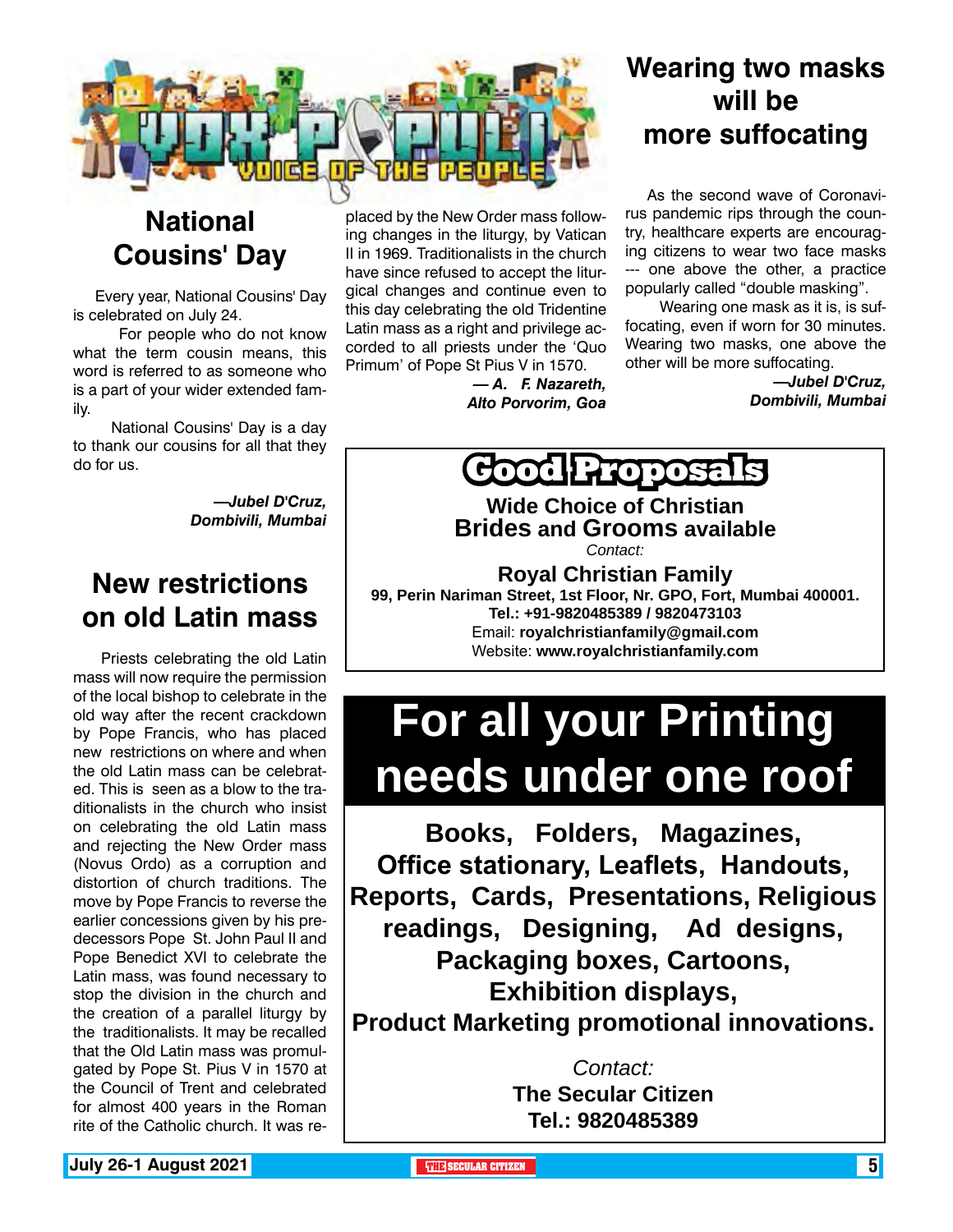# VOX POPULI

VOICE OF THE PEOPLE

## National Cousins' Day

Every year, National Cousins' Day is celebrated on July 24.

For people who do not know what the term cousin means, this word is referred to as someone who is a part of your wider extended family.

National Cousins' Day is a day to thank our cousins for all that they do for us.

*—Jubel D'Cruz, Dombivili, Mumbai*

## New restrictions on old Latin mass

Priests celebrating the old Latin mass will now require the permission of the local bishop to celebrate in the old way after the recent crackdown by Pope Francis, who has placed new restrictions on where and when the old Latin mass can be celebrated. This is seen as a blow to the traditionalists in the church who insist on celebrating the old Latin mass and rejecting the New Order mass (Novus Ordo) as a corruption and distortion of church traditions. The move by Pope Francis to reverse the earlier concessions given by his predecessors Pope St. John Paul II and Pope Benedict XVI to celebrate the Latin mass, was found necessary to stop the division in the church and the creation of a parallel liturgy by the traditionalists. It may be recalled that the Old Latin mass was promulgated by Pope St. Pius V in 1570 at the Council of Trent and celebrated for almost 400 years in the Roman rite of the Catholic church. It was replaced by the New Order mass following changes in the liturgy, by Vatican II in 1969. Traditionalists in the church have since refused to accept the liturgical changes and continue even to this day celebrating the old Tridentine Latin mass as a right and privilege accorded to all priests under the 'Quo Primum' of Pope St Pius V in 1570.

*— A. F. Nazareth, Alto Porvorim, Goa*

## Wearing two masks will be more suffocating

As the second wave of Coronavirus pandemic rips through the country, healthcare experts are encouraging citizens to wear two face masks --- one above the other, a practice popularly called "double masking".

Wearing one mask as it is, is suffocating, even if worn for 30 minutes. Wearing two masks, one above the other will be more suffocating.

*—Jubel D'Cruz, Dombivili, Mumbai*

---

## Good Proposals

**Wide Choice of Christian Brides and Grooms available**

*Contact:*

**Royal Christian Family**
**99, Perin Nariman Street, 1st Floor, Nr. GPO, Fort, Mumbai 400001.**
**Tel.: +91-9820485389 / 9820473103**
Email: **royalchristianfamily@gmail.com**
Website: **www.royalchristianfamily.com**

---

# For all your Printing needs under one roof

**Books, Folders, Magazines, Office stationary, Leaflets, Handouts, Reports, Cards, Presentations, Religious readings, Designing, Ad designs, Packaging boxes, Cartoons, Exhibition displays, Product Marketing promotional innovations.**

*Contact:*
**The Secular Citizen**
**Tel.: 9820485389**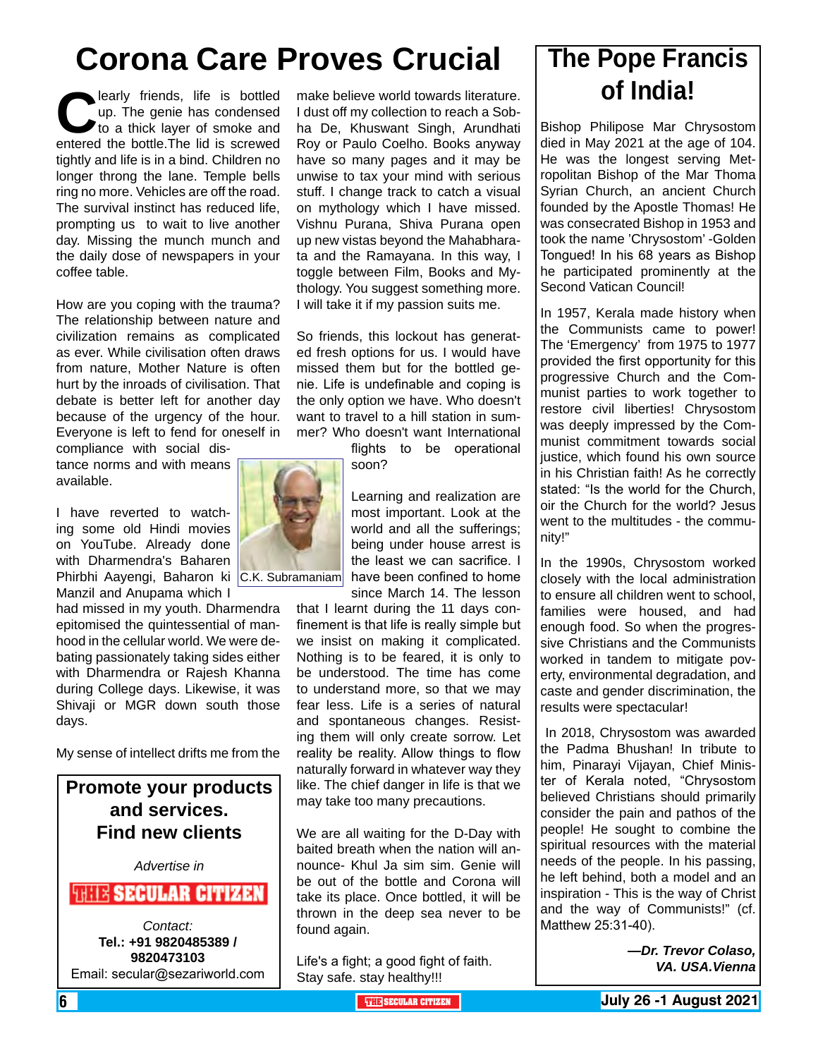# Corona Care Proves Crucial

Clearly friends, life is bottled up. The genie has condensed to a thick layer of smoke and entered the bottle.The lid is screwed tightly and life is in a bind. Children no longer throng the lane. Temple bells ring no more. Vehicles are off the road. The survival instinct has reduced life, prompting us to wait to live another day. Missing the munch munch and the daily dose of newspapers in your coffee table.

How are you coping with the trauma? The relationship between nature and civilization remains as complicated as ever. While civilisation often draws from nature, Mother Nature is often hurt by the inroads of civilisation. That debate is better left for another day because of the urgency of the hour. Everyone is left to fend for oneself in compliance with social distance norms and with means available.

I have reverted to watching some old Hindi movies on YouTube. Already done with Dharmendra's Baharen Phirbhi Aayengi, Baharon ki Manzil and Anupama which I had missed in my youth. Dharmendra epitomised the quintessential of manhood in the cellular world. We were debating passionately taking sides either with Dharmendra or Rajesh Khanna during College days. Likewise, it was Shivaji or MGR down south those days.

My sense of intellect drifts me from the make believe world towards literature. I dust off my collection to reach a Sobha De, Khuswant Singh, Arundhati Roy or Paulo Coelho. Books anyway have so many pages and it may be unwise to tax your mind with serious stuff. I change track to catch a visual on mythology which I have missed. Vishnu Purana, Shiva Purana open up new vistas beyond the Mahabharata and the Ramayana. In this way, I toggle between Film, Books and Mythology. You suggest something more. I will take it if my passion suits me.

So friends, this lockout has generated fresh options for us. I would have missed them but for the bottled genie. Life is undefinable and coping is the only option we have. Who doesn't want to travel to a hill station in summer? Who doesn't want International flights to be operational soon?

C.K. Subramaniam

Learning and realization are most important. Look at the world and all the sufferings; being under house arrest is the least we can sacrifice. I have been confined to home since March 14. The lesson that I learnt during the 11 days confinement is that life is really simple but we insist on making it complicated. Nothing is to be feared, it is only to be understood. The time has come to understand more, so that we may fear less. Life is a series of natural and spontaneous changes. Resisting them will only create sorrow. Let reality be reality. Allow things to flow naturally forward in whatever way they like. The chief danger in life is that we may take too many precautions.

We are all waiting for the D-Day with baited breath when the nation will announce- Khul Ja sim sim. Genie will be out of the bottle and Corona will take its place. Once bottled, it will be thrown in the deep sea never to be found again.

Life's a fight; a good fight of faith.
Stay safe. stay healthy!!!

---

**Promote your products and services.**
**Find new clients**

*Advertise in*

**THE SECULAR CITIZEN**

*Contact:*
**Tel.: +91 9820485389 / 9820473103**
Email: secular@sezariworld.com

---

# The Pope Francis of India!

Bishop Philipose Mar Chrysostom died in May 2021 at the age of 104. He was the longest serving Metropolitan Bishop of the Mar Thoma Syrian Church, an ancient Church founded by the Apostle Thomas! He was consecrated Bishop in 1953 and took the name 'Chrysostom' -Golden Tongued! In his 68 years as Bishop he participated prominently at the Second Vatican Council!

In 1957, Kerala made history when the Communists came to power! The 'Emergency' from 1975 to 1977 provided the first opportunity for this progressive Church and the Communist parties to work together to restore civil liberties! Chrysostom was deeply impressed by the Communist commitment towards social justice, which found his own source in his Christian faith! As he correctly stated: "Is the world for the Church, oir the Church for the world? Jesus went to the multitudes - the community!"

In the 1990s, Chrysostom worked closely with the local administration to ensure all children went to school, families were housed, and had enough food. So when the progressive Christians and the Communists worked in tandem to mitigate poverty, environmental degradation, and caste and gender discrimination, the results were spectacular!

In 2018, Chrysostom was awarded the Padma Bhushan! In tribute to him, Pinarayi Vijayan, Chief Minister of Kerala noted, "Chrysostom believed Christians should primarily consider the pain and pathos of the people! He sought to combine the spiritual resources with the material needs of the people. In his passing, he left behind, both a model and an inspiration - This is the way of Christ and the way of Communists!" (cf. Matthew 25:31-40).

***—Dr. Trevor Colaso, VA. USA.Vienna***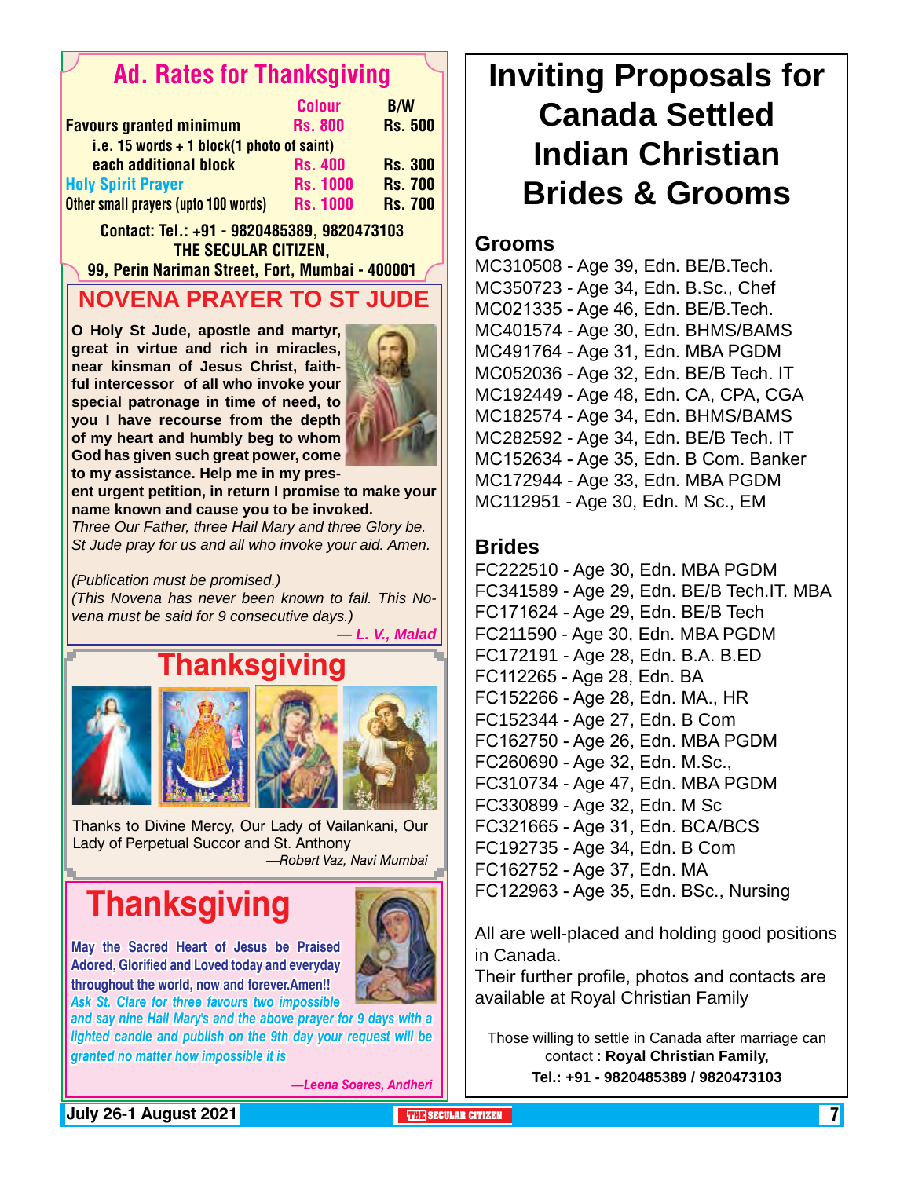## Ad. Rates for Thanksgiving

| | Colour | B/W |
|---|---|---|
| Favours granted minimum | Rs. 800 | Rs. 500 |
| i.e. 15 words + 1 block(1 photo of saint) | | |
| each additional block | Rs. 400 | Rs. 300 |
| Holy Spirit Prayer | Rs. 1000 | Rs. 700 |
| Other small prayers (upto 100 words) | Rs. 1000 | Rs. 700 |

Contact: Tel.: +91 - 9820485389, 9820473103
THE SECULAR CITIZEN,
99, Perin Nariman Street, Fort, Mumbai - 400001

## NOVENA PRAYER TO ST JUDE

**O Holy St Jude, apostle and martyr, great in virtue and rich in miracles, near kinsman of Jesus Christ, faithful intercessor of all who invoke your special patronage in time of need, to you I have recourse from the depth of my heart and humbly beg to whom God has given such great power, come to my assistance. Help me in my present urgent petition, in return I promise to make your name known and cause you to be invoked.**
*Three Our Father, three Hail Mary and three Glory be. St Jude pray for us and all who invoke your aid. Amen.*

*(Publication must be promised.)*
*(This Novena has never been known to fail. This Novena must be said for 9 consecutive days.)*

***— L. V., Malad***

## Thanksgiving

Thanks to Divine Mercy, Our Lady of Vailankani, Our Lady of Perpetual Succor and St. Anthony

*—Robert Vaz, Navi Mumbai*

## Thanksgiving

**May the Sacred Heart of Jesus be Praised Adored, Glorified and Loved today and everyday throughout the world, now and forever.Amen!!**
*Ask St. Clare for three favours two impossible and say nine Hail Mary's and the above prayer for 9 days with a lighted candle and publish on the 9th day your request will be granted no matter how impossible it is*

***—Leena Soares, Andheri***

# Inviting Proposals for Canada Settled Indian Christian Brides & Grooms

### Grooms

MC310508 - Age 39, Edn. BE/B.Tech.
MC350723 - Age 34, Edn. B.Sc., Chef
MC021335 - Age 46, Edn. BE/B.Tech.
MC401574 - Age 30, Edn. BHMS/BAMS
MC491764 - Age 31, Edn. MBA PGDM
MC052036 - Age 32, Edn. BE/B Tech. IT
MC192449 - Age 48, Edn. CA, CPA, CGA
MC182574 - Age 34, Edn. BHMS/BAMS
MC282592 - Age 34, Edn. BE/B Tech. IT
MC152634 - Age 35, Edn. B Com. Banker
MC172944 - Age 33, Edn. MBA PGDM
MC112951 - Age 30, Edn. M Sc., EM

### Brides

FC222510 - Age 30, Edn. MBA PGDM
FC341589 - Age 29, Edn. BE/B Tech.IT. MBA
FC171624 - Age 29, Edn. BE/B Tech
FC211590 - Age 30, Edn. MBA PGDM
FC172191 - Age 28, Edn. B.A. B.ED
FC112265 - Age 28, Edn. BA
FC152266 - Age 28, Edn. MA., HR
FC152344 - Age 27, Edn. B Com
FC162750 - Age 26, Edn. MBA PGDM
FC260690 - Age 32, Edn. M.Sc.,
FC310734 - Age 47, Edn. MBA PGDM
FC330899 - Age 32, Edn. M Sc
FC321665 - Age 31, Edn. BCA/BCS
FC192735 - Age 34, Edn. B Com
FC162752 - Age 37, Edn. MA
FC122963 - Age 35, Edn. BSc., Nursing

All are well-placed and holding good positions in Canada.
Their further profile, photos and contacts are available at Royal Christian Family

Those willing to settle in Canada after marriage can contact : **Royal Christian Family,**
**Tel.: +91 - 9820485389 / 9820473103**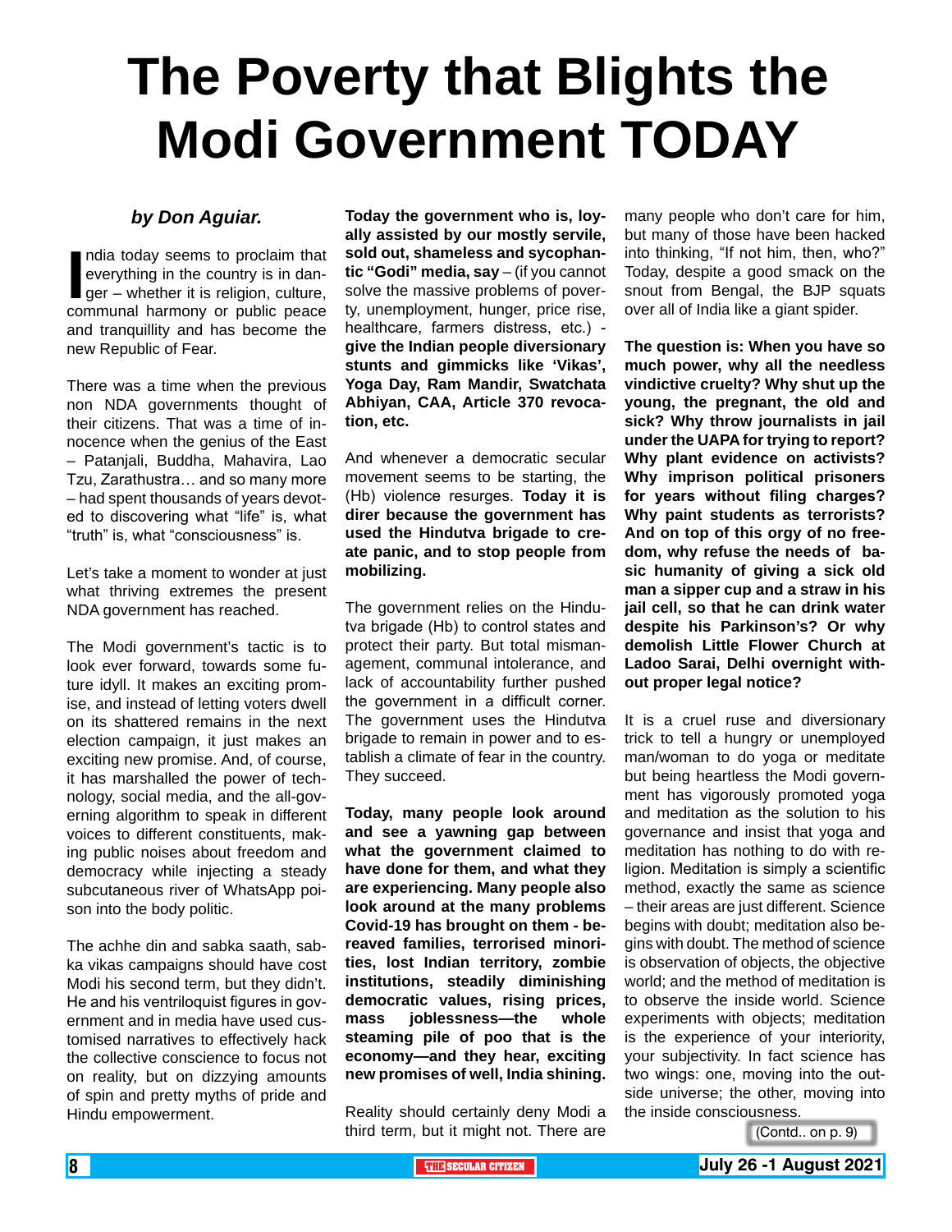# The Poverty that Blights the Modi Government TODAY

***by Don Aguiar.***

India today seems to proclaim that everything in the country is in danger – whether it is religion, culture, communal harmony or public peace and tranquillity and has become the new Republic of Fear.

There was a time when the previous non NDA governments thought of their citizens. That was a time of innocence when the genius of the East – Patanjali, Buddha, Mahavira, Lao Tzu, Zarathustra… and so many more – had spent thousands of years devoted to discovering what "life" is, what "truth" is, what "consciousness" is.

Let's take a moment to wonder at just what thriving extremes the present NDA government has reached.

The Modi government's tactic is to look ever forward, towards some future idyll. It makes an exciting promise, and instead of letting voters dwell on its shattered remains in the next election campaign, it just makes an exciting new promise. And, of course, it has marshalled the power of technology, social media, and the all-governing algorithm to speak in different voices to different constituents, making public noises about freedom and democracy while injecting a steady subcutaneous river of WhatsApp poison into the body politic.

The achhe din and sabka saath, sabka vikas campaigns should have cost Modi his second term, but they didn't. He and his ventriloquist figures in government and in media have used customised narratives to effectively hack the collective conscience to focus not on reality, but on dizzying amounts of spin and pretty myths of pride and Hindu empowerment.

**Today the government who is, loyally assisted by our mostly servile, sold out, shameless and sycophantic "Godi" media, say** – (if you cannot solve the massive problems of poverty, unemployment, hunger, price rise, healthcare, farmers distress, etc.) - **give the Indian people diversionary stunts and gimmicks like 'Vikas', Yoga Day, Ram Mandir, Swatchata Abhiyan, CAA, Article 370 revocation, etc.**

And whenever a democratic secular movement seems to be starting, the (Hb) violence resurges. **Today it is direr because the government has used the Hindutva brigade to create panic, and to stop people from mobilizing.**

The government relies on the Hindutva brigade (Hb) to control states and protect their party. But total mismanagement, communal intolerance, and lack of accountability further pushed the government in a difficult corner. The government uses the Hindutva brigade to remain in power and to establish a climate of fear in the country. They succeed.

**Today, many people look around and see a yawning gap between what the government claimed to have done for them, and what they are experiencing. Many people also look around at the many problems Covid-19 has brought on them - bereaved families, terrorised minorities, lost Indian territory, zombie institutions, steadily diminishing democratic values, rising prices, mass joblessness—the whole steaming pile of poo that is the economy—and they hear, exciting new promises of well, India shining.**

Reality should certainly deny Modi a third term, but it might not. There are many people who don't care for him, but many of those have been hacked into thinking, "If not him, then, who?" Today, despite a good smack on the snout from Bengal, the BJP squats over all of India like a giant spider.

**The question is: When you have so much power, why all the needless vindictive cruelty? Why shut up the young, the pregnant, the old and sick? Why throw journalists in jail under the UAPA for trying to report? Why plant evidence on activists? Why imprison political prisoners for years without filing charges? Why paint students as terrorists? And on top of this orgy of no freedom, why refuse the needs of basic humanity of giving a sick old man a sipper cup and a straw in his jail cell, so that he can drink water despite his Parkinson's? Or why demolish Little Flower Church at Ladoo Sarai, Delhi overnight without proper legal notice?**

It is a cruel ruse and diversionary trick to tell a hungry or unemployed man/woman to do yoga or meditate but being heartless the Modi government has vigorously promoted yoga and meditation as the solution to his governance and insist that yoga and meditation has nothing to do with religion. Meditation is simply a scientific method, exactly the same as science – their areas are just different. Science begins with doubt; meditation also begins with doubt. The method of science is observation of objects, the objective world; and the method of meditation is to observe the inside world. Science experiments with objects; meditation is the experience of your interiority, your subjectivity. In fact science has two wings: one, moving into the outside universe; the other, moving into the inside consciousness.

(Contd.. on p. 9)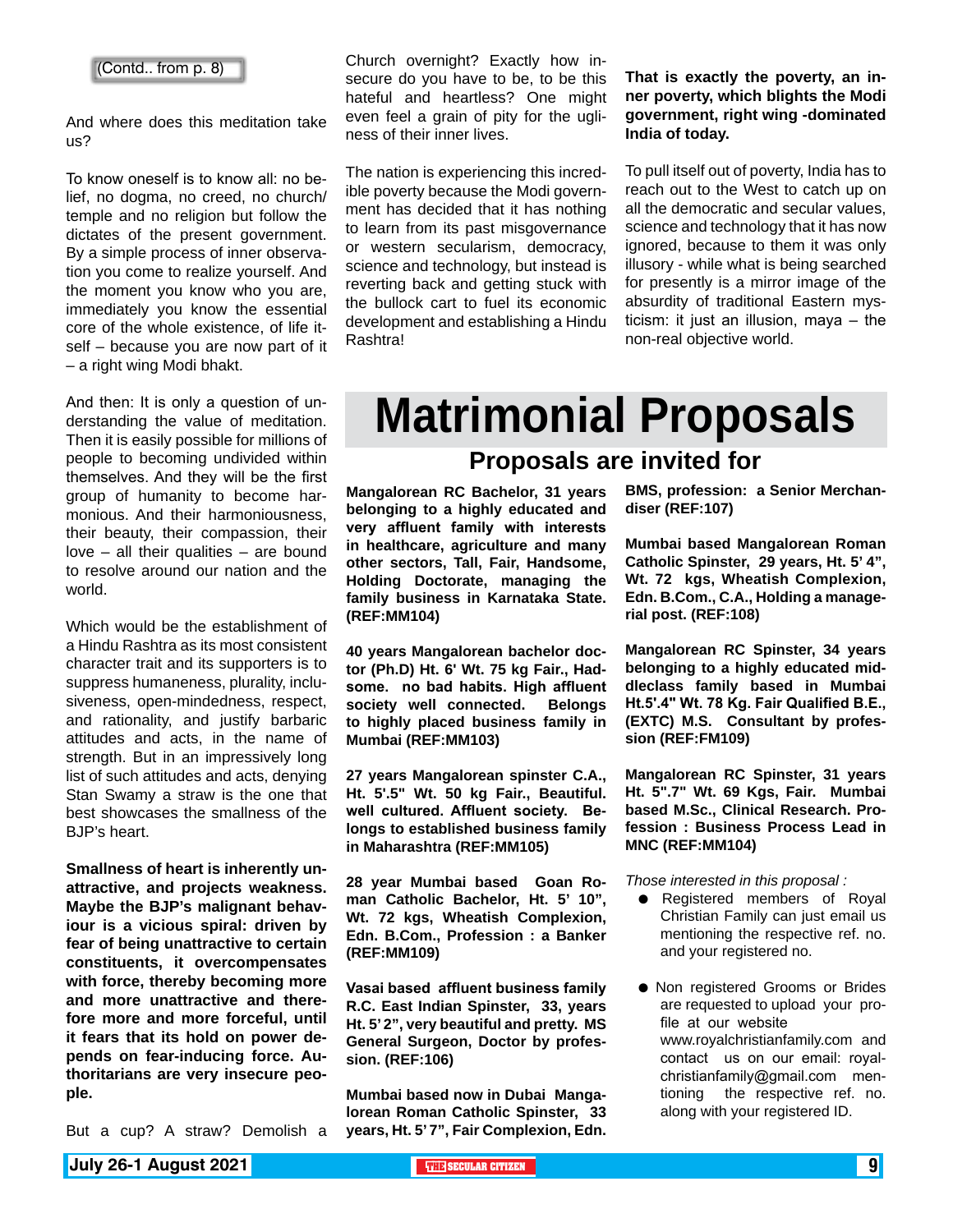(Contd.. from p. 8)

And where does this meditation take us?

To know oneself is to know all: no belief, no dogma, no creed, no church/ temple and no religion but follow the dictates of the present government. By a simple process of inner observation you come to realize yourself. And the moment you know who you are, immediately you know the essential core of the whole existence, of life itself – because you are now part of it – a right wing Modi bhakt.

And then: It is only a question of understanding the value of meditation. Then it is easily possible for millions of people to becoming undivided within themselves. And they will be the first group of humanity to become harmonious. And their harmoniousness, their beauty, their compassion, their love – all their qualities – are bound to resolve around our nation and the world.

Which would be the establishment of a Hindu Rashtra as its most consistent character trait and its supporters is to suppress humaneness, plurality, inclusiveness, open-mindedness, respect, and rationality, and justify barbaric attitudes and acts, in the name of strength. But in an impressively long list of such attitudes and acts, denying Stan Swamy a straw is the one that best showcases the smallness of the BJP's heart.

**Smallness of heart is inherently unattractive, and projects weakness. Maybe the BJP's malignant behaviour is a vicious spiral: driven by fear of being unattractive to certain constituents, it overcompensates with force, thereby becoming more and more unattractive and therefore more and more forceful, until it fears that its hold on power depends on fear-inducing force. Authoritarians are very insecure people.**

But a cup? A straw? Demolish a Church overnight? Exactly how insecure do you have to be, to be this hateful and heartless? One might even feel a grain of pity for the ugliness of their inner lives.

The nation is experiencing this incredible poverty because the Modi government has decided that it has nothing to learn from its past misgovernance or western secularism, democracy, science and technology, but instead is reverting back and getting stuck with the bullock cart to fuel its economic development and establishing a Hindu Rashtra!

**That is exactly the poverty, an inner poverty, which blights the Modi government, right wing -dominated India of today.**

To pull itself out of poverty, India has to reach out to the West to catch up on all the democratic and secular values, science and technology that it has now ignored, because to them it was only illusory - while what is being searched for presently is a mirror image of the absurdity of traditional Eastern mysticism: it just an illusion, maya – the non-real objective world.

# Matrimonial Proposals

## Proposals are invited for

**Mangalorean RC Bachelor, 31 years belonging to a highly educated and very affluent family with interests in healthcare, agriculture and many other sectors, Tall, Fair, Handsome, Holding Doctorate, managing the family business in Karnataka State. (REF:MM104)**

**40 years Mangalorean bachelor doctor (Ph.D) Ht. 6' Wt. 75 kg Fair., Hadsome. no bad habits. High affluent society well connected. Belongs to highly placed business family in Mumbai (REF:MM103)**

**27 years Mangalorean spinster C.A., Ht. 5'.5" Wt. 50 kg Fair., Beautiful. well cultured. Affluent society. Belongs to established business family in Maharashtra (REF:MM105)**

**28 year Mumbai based Goan Roman Catholic Bachelor, Ht. 5' 10", Wt. 72 kgs, Wheatish Complexion, Edn. B.Com., Profession : a Banker (REF:MM109)**

**Vasai based affluent business family R.C. East Indian Spinster, 33, years Ht. 5' 2", very beautiful and pretty. MS General Surgeon, Doctor by profession. (REF:106)**

**Mumbai based now in Dubai Mangalorean Roman Catholic Spinster, 33 years, Ht. 5' 7", Fair Complexion, Edn. BMS, profession: a Senior Merchandiser (REF:107)**

**Mumbai based Mangalorean Roman Catholic Spinster, 29 years, Ht. 5' 4", Wt. 72 kgs, Wheatish Complexion, Edn. B.Com., C.A., Holding a managerial post. (REF:108)**

**Mangalorean RC Spinster, 34 years belonging to a highly educated middleclass family based in Mumbai Ht.5'.4" Wt. 78 Kg. Fair Qualified B.E., (EXTC) M.S. Consultant by profession (REF:FM109)**

**Mangalorean RC Spinster, 31 years Ht. 5".7" Wt. 69 Kgs, Fair. Mumbai based M.Sc., Clinical Research. Profession : Business Process Lead in MNC (REF:MM104)**

*Those interested in this proposal :*

- Registered members of Royal Christian Family can just email us mentioning the respective ref. no. and your registered no.
- Non registered Grooms or Brides are requested to upload your profile at our website www.royalchristianfamily.com and contact us on our email: royalchristianfamily@gmail.com mentioning the respective ref. no. along with your registered ID.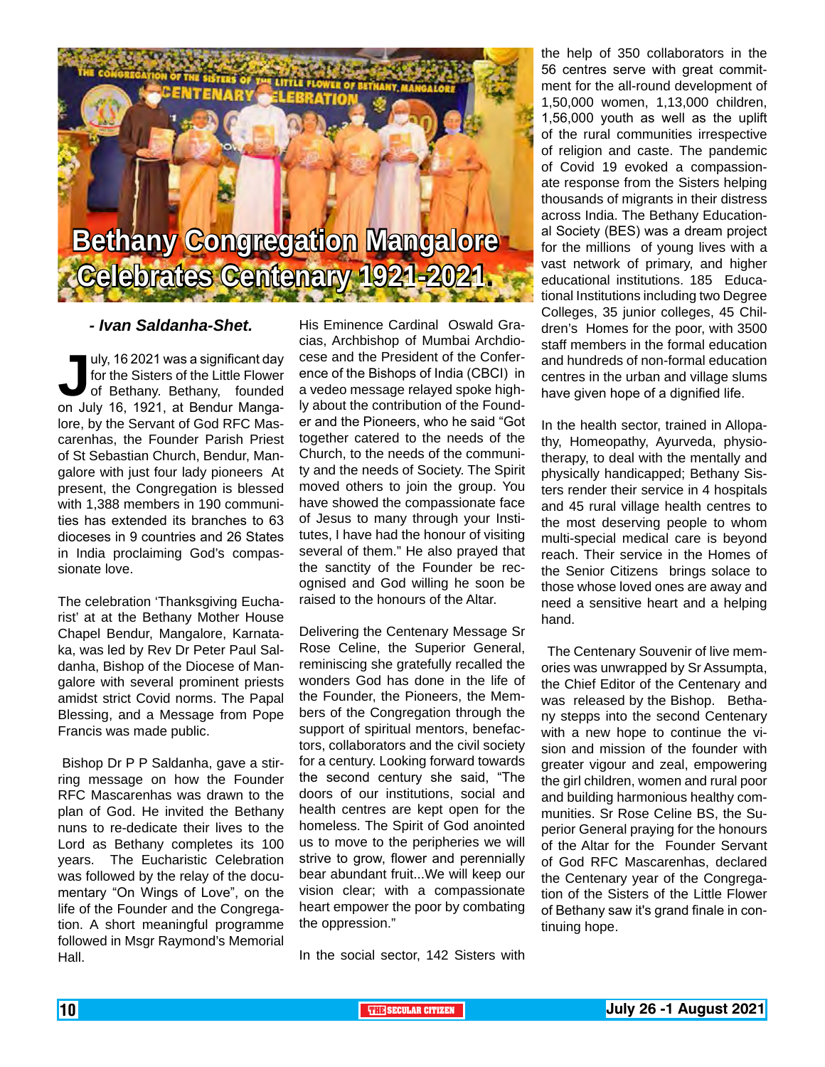# Bethany Congregation Mangalore Celebrates Centenary 1921-2021.

***- Ivan Saldanha-Shet.***

July, 16 2021 was a significant day for the Sisters of the Little Flower of Bethany. Bethany, founded on July 16, 1921, at Bendur Mangalore, by the Servant of God RFC Mascarenhas, the Founder Parish Priest of St Sebastian Church, Bendur, Mangalore with just four lady pioneers At present, the Congregation is blessed with 1,388 members in 190 communities has extended its branches to 63 dioceses in 9 countries and 26 States in India proclaiming God's compassionate love.

The celebration 'Thanksgiving Eucharist' at at the Bethany Mother House Chapel Bendur, Mangalore, Karnataka, was led by Rev Dr Peter Paul Saldanha, Bishop of the Diocese of Mangalore with several prominent priests amidst strict Covid norms. The Papal Blessing, and a Message from Pope Francis was made public.

Bishop Dr P P Saldanha, gave a stirring message on how the Founder RFC Mascarenhas was drawn to the plan of God. He invited the Bethany nuns to re-dedicate their lives to the Lord as Bethany completes its 100 years. The Eucharistic Celebration was followed by the relay of the documentary "On Wings of Love", on the life of the Founder and the Congregation. A short meaningful programme followed in Msgr Raymond's Memorial Hall.

His Eminence Cardinal Oswald Gracias, Archbishop of Mumbai Archdiocese and the President of the Conference of the Bishops of India (CBCI) in a vedeo message relayed spoke highly about the contribution of the Founder and the Pioneers, who he said "Got together catered to the needs of the Church, to the needs of the community and the needs of Society. The Spirit moved others to join the group. You have showed the compassionate face of Jesus to many through your Institutes, I have had the honour of visiting several of them." He also prayed that the sanctity of the Founder be recognised and God willing he soon be raised to the honours of the Altar.

Delivering the Centenary Message Sr Rose Celine, the Superior General, reminiscing she gratefully recalled the wonders God has done in the life of the Founder, the Pioneers, the Members of the Congregation through the support of spiritual mentors, benefactors, collaborators and the civil society for a century. Looking forward towards the second century she said, "The doors of our institutions, social and health centres are kept open for the homeless. The Spirit of God anointed us to move to the peripheries we will strive to grow, flower and perennially bear abundant fruit...We will keep our vision clear; with a compassionate heart empower the poor by combating the oppression."

In the social sector, 142 Sisters with the help of 350 collaborators in the 56 centres serve with great commitment for the all-round development of 1,50,000 women, 1,13,000 children, 1,56,000 youth as well as the uplift of the rural communities irrespective of religion and caste. The pandemic of Covid 19 evoked a compassionate response from the Sisters helping thousands of migrants in their distress across India. The Bethany Educational Society (BES) was a dream project for the millions of young lives with a vast network of primary, and higher educational institutions. 185 Educational Institutions including two Degree Colleges, 35 junior colleges, 45 Children's Homes for the poor, with 3500 staff members in the formal education and hundreds of non-formal education centres in the urban and village slums have given hope of a dignified life.

In the health sector, trained in Allopathy, Homeopathy, Ayurveda, physiotherapy, to deal with the mentally and physically handicapped; Bethany Sisters render their service in 4 hospitals and 45 rural village health centres to the most deserving people to whom multi-special medical care is beyond reach. Their service in the Homes of the Senior Citizens brings solace to those whose loved ones are away and need a sensitive heart and a helping hand.

The Centenary Souvenir of live memories was unwrapped by Sr Assumpta, the Chief Editor of the Centenary and was released by the Bishop. Bethany stepps into the second Centenary with a new hope to continue the vision and mission of the founder with greater vigour and zeal, empowering the girl children, women and rural poor and building harmonious healthy communities. Sr Rose Celine BS, the Superior General praying for the honours of the Altar for the Founder Servant of God RFC Mascarenhas, declared the Centenary year of the Congregation of the Sisters of the Little Flower of Bethany saw it's grand finale in continuing hope.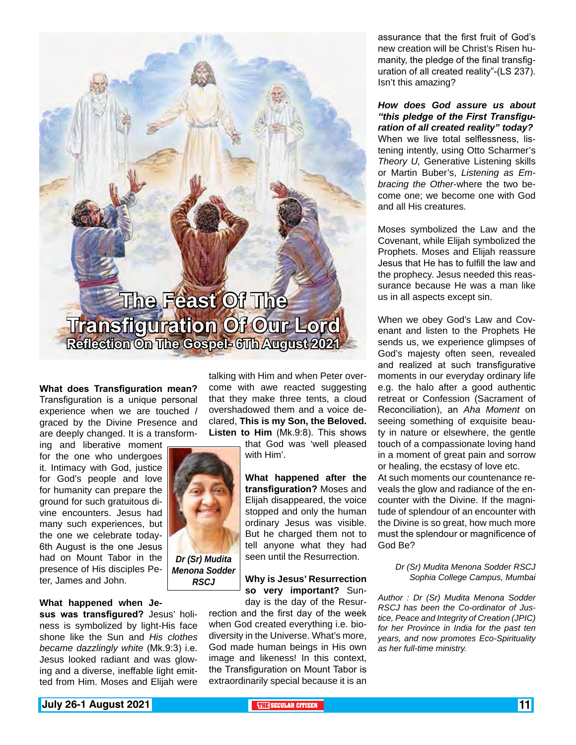# The Feast Of The Transfiguration Of Our Lord

## Reflection On The Gospel- 6Th August 2021

**What does Transfiguration mean?** Transfiguration is a unique personal experience when we are touched / graced by the Divine Presence and are deeply changed. It is a transforming and liberative moment for the one who undergoes it. Intimacy with God, justice for God's people and love for humanity can prepare the ground for such gratuitous divine encounters. Jesus had many such experiences, but the one we celebrate today-6th August is the one Jesus had on Mount Tabor in the presence of His disciples Peter, James and John.

***Dr (Sr) Mudita Menona Sodder RSCJ***

**What happened when Jesus was transfigured?** Jesus' holiness is symbolized by light-His face shone like the Sun and *His clothes became dazzlingly white* (Mk.9:3) i.e. Jesus looked radiant and was glowing and a diverse, ineffable light emitted from Him. Moses and Elijah were talking with Him and when Peter overcome with awe reacted suggesting that they make three tents, a cloud overshadowed them and a voice declared, **This is my Son, the Beloved. Listen to Him** (Mk.9:8). This shows that God was 'well pleased with Him'.

**What happened after the transfiguration?** Moses and Elijah disappeared, the voice stopped and only the human ordinary Jesus was visible. But he charged them not to tell anyone what they had seen until the Resurrection.

**Why is Jesus' Resurrection so very important?** Sunday is the day of the Resurrection and the first day of the week when God created everything i.e. biodiversity in the Universe. What's more, God made human beings in His own image and likeness! In this context, the Transfiguration on Mount Tabor is extraordinarily special because it is an assurance that the first fruit of God's new creation will be Christ's Risen humanity, the pledge of the final transfiguration of all created reality"-(LS 237). Isn't this amazing?

***How does God assure us about "this pledge of the First Transfiguration of all created reality" today?*** When we live total selflessness, listening intently, using Otto Scharmer's *Theory U,* Generative Listening skills or Martin Buber's, *Listening as Embracing the Other*-where the two become one; we become one with God and all His creatures.

Moses symbolized the Law and the Covenant, while Elijah symbolized the Prophets. Moses and Elijah reassure Jesus that He has to fulfill the law and the prophecy. Jesus needed this reassurance because He was a man like us in all aspects except sin.

When we obey God's Law and Covenant and listen to the Prophets He sends us, we experience glimpses of God's majesty often seen, revealed and realized at such transfigurative moments in our everyday ordinary life e.g. the halo after a good authentic retreat or Confession (Sacrament of Reconciliation), an *Aha Moment* on seeing something of exquisite beauty in nature or elsewhere, the gentle touch of a compassionate loving hand in a moment of great pain and sorrow or healing, the ecstasy of love etc. At such moments our countenance reveals the glow and radiance of the encounter with the Divine. If the magnitude of splendour of an encounter with the Divine is so great, how much more must the splendour or magnificence of God Be?

*Dr (Sr) Mudita Menona Sodder RSCJ*
*Sophia College Campus, Mumbai*

*Author : Dr (Sr) Mudita Menona Sodder RSCJ has been the Co-ordinator of Justice, Peace and Integrity of Creation (JPIC) for her Province in India for the past ten years, and now promotes Eco-Spirituality as her full-time ministry.*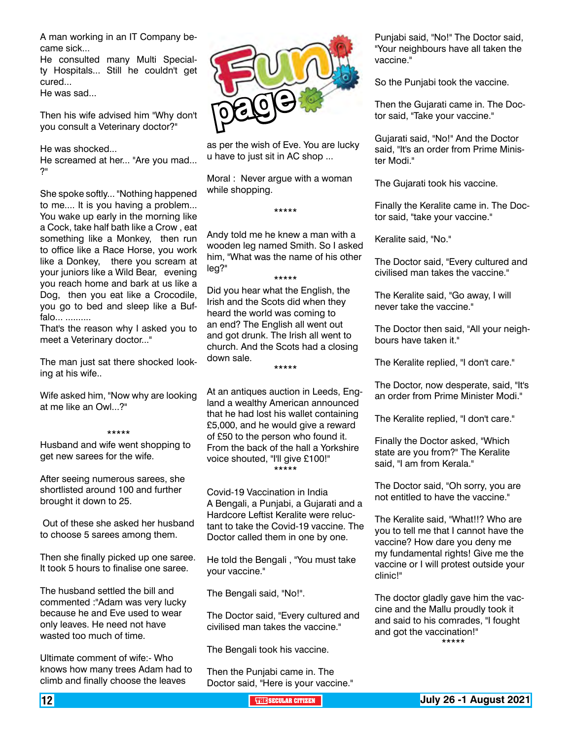# Fun page

A man working in an IT Company became sick...
He consulted many Multi Specialty Hospitals... Still he couldn't get cured...
He was sad...

Then his wife advised him "Why don't you consult a Veterinary doctor?"

He was shocked...
He screamed at her... "Are you mad... ?"

She spoke softly... "Nothing happened to me.... It is you having a problem... You wake up early in the morning like a Cock, take half bath like a Crow , eat something like a Monkey, then run to office like a Race Horse, you work like a Donkey, there you scream at your juniors like a Wild Bear, evening you reach home and bark at us like a Dog, then you eat like a Crocodile, you go to bed and sleep like a Buffalo... ..........
That's the reason why I asked you to meet a Veterinary doctor..."

The man just sat there shocked looking at his wife..

Wife asked him, "Now why are looking at me like an Owl...?"

*****

Husband and wife went shopping to get new sarees for the wife.

After seeing numerous sarees, she shortlisted around 100 and further brought it down to 25.

Out of these she asked her husband to choose 5 sarees among them.

Then she finally picked up one saree. It took 5 hours to finalise one saree.

The husband settled the bill and commented :"Adam was very lucky because he and Eve used to wear only leaves. He need not have wasted too much of time.

Ultimate comment of wife:- Who knows how many trees Adam had to climb and finally choose the leaves as per the wish of Eve. You are lucky u have to just sit in AC shop ...

Moral : Never argue with a woman while shopping.

*****

Andy told me he knew a man with a wooden leg named Smith. So I asked him, "What was the name of his other leg?"

*****

Did you hear what the English, the Irish and the Scots did when they heard the world was coming to an end? The English all went out and got drunk. The Irish all went to church. And the Scots had a closing down sale.

*****

At an antiques auction in Leeds, England a wealthy American announced that he had lost his wallet containing £5,000, and he would give a reward of £50 to the person who found it. From the back of the hall a Yorkshire voice shouted, "I'll give £100!"

*****

Covid-19 Vaccination in India
A Bengali, a Punjabi, a Gujarati and a Hardcore Leftist Keralite were reluctant to take the Covid-19 vaccine. The Doctor called them in one by one.

He told the Bengali , "You must take your vaccine."

The Bengali said, "No!".

The Doctor said, "Every cultured and civilised man takes the vaccine."

The Bengali took his vaccine.

Then the Punjabi came in. The Doctor said, "Here is your vaccine."

Punjabi said, "No!" The Doctor said, "Your neighbours have all taken the vaccine."

So the Punjabi took the vaccine.

Then the Gujarati came in. The Doctor said, "Take your vaccine."

Gujarati said, "No!" And the Doctor said, "It's an order from Prime Minister Modi."

The Gujarati took his vaccine.

Finally the Keralite came in. The Doctor said, "take your vaccine."

Keralite said, "No."

The Doctor said, "Every cultured and civilised man takes the vaccine."

The Keralite said, "Go away, I will never take the vaccine."

The Doctor then said, "All your neighbours have taken it."

The Keralite replied, "I don't care."

The Doctor, now desperate, said, "It's an order from Prime Minister Modi."

The Keralite replied, "I don't care."

Finally the Doctor asked, "Which state are you from?" The Keralite said, "I am from Kerala."

The Doctor said, "Oh sorry, you are not entitled to have the vaccine."

The Keralite said, "What!!? Who are you to tell me that I cannot have the vaccine? How dare you deny me my fundamental rights! Give me the vaccine or I will protest outside your clinic!"

The doctor gladly gave him the vaccine and the Mallu proudly took it and said to his comrades, "I fought and got the vaccination!"

*****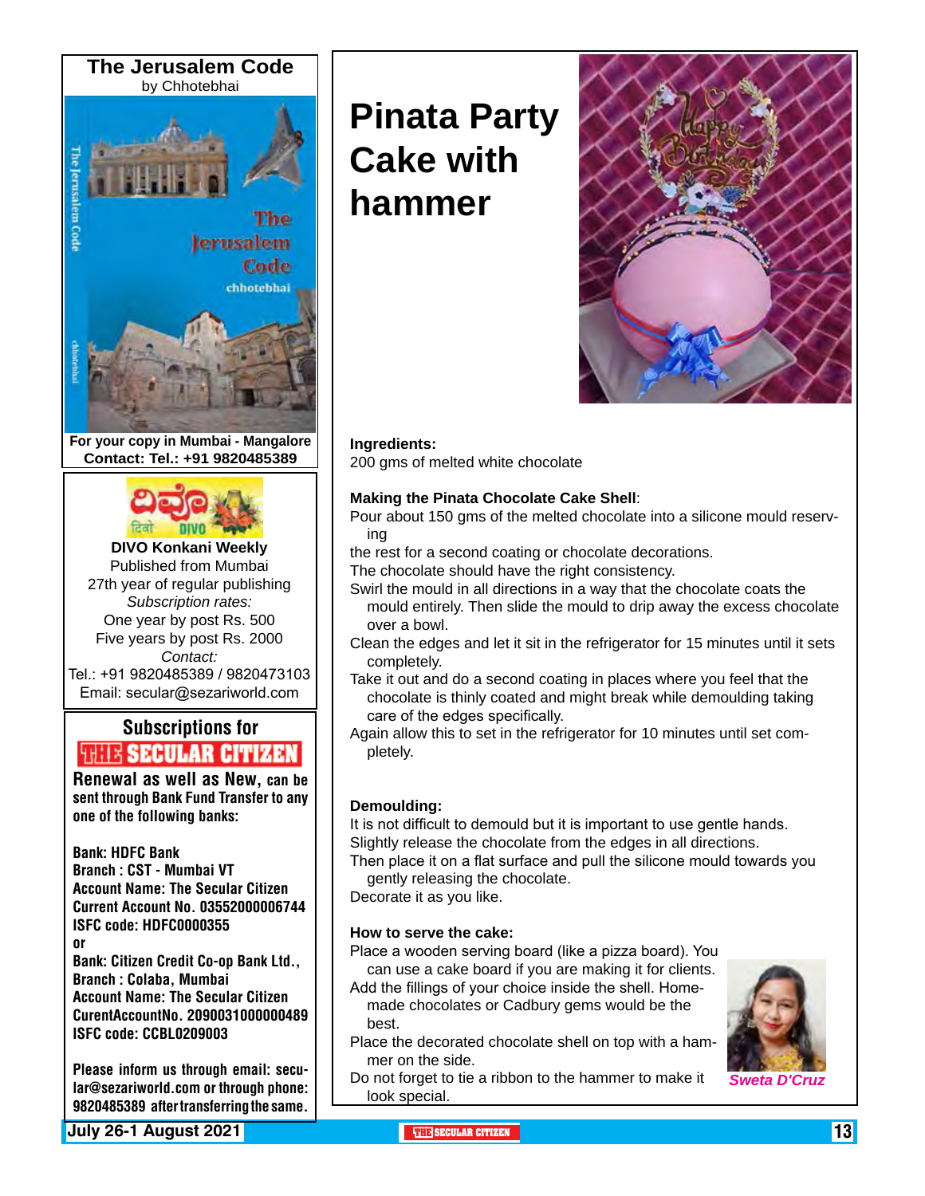## The Jerusalem Code

by Chhotebhai

For your copy in Mumbai - Mangalore
Contact: Tel.: +91 9820485389

**DIVO Konkani Weekly**
Published from Mumbai
27th year of regular publishing
*Subscription rates:*
One year by post Rs. 500
Five years by post Rs. 2000
*Contact:*
Tel.: +91 9820485389 / 9820473103
Email: secular@sezariworld.com

## Subscriptions for THE SECULAR CITIZEN

**Renewal as well as New, can be sent through Bank Fund Transfer to any one of the following banks:**

**Bank: HDFC Bank**
**Branch : CST - Mumbai VT**
**Account Name: The Secular Citizen**
**Current Account No. 03552000006744**
**ISFC code: HDFC0000355**
**or**
**Bank: Citizen Credit Co-op Bank Ltd.,**
**Branch : Colaba, Mumbai**
**Account Name: The Secular Citizen**
**CurentAccountNo. 2090031000000489**
**ISFC code: CCBL0209003**

**Please inform us through email: secular@sezariworld.com or through phone: 9820485389 after transferring the same.**

# Pinata Party Cake with hammer

**Ingredients:**
200 gms of melted white chocolate

**Making the Pinata Chocolate Cake Shell**:

Pour about 150 gms of the melted chocolate into a silicone mould reserving the rest for a second coating or chocolate decorations.

The chocolate should have the right consistency.

Swirl the mould in all directions in a way that the chocolate coats the mould entirely. Then slide the mould to drip away the excess chocolate over a bowl.

Clean the edges and let it sit in the refrigerator for 15 minutes until it sets completely.

Take it out and do a second coating in places where you feel that the chocolate is thinly coated and might break while demoulding taking care of the edges specifically.

Again allow this to set in the refrigerator for 10 minutes until set completely.

**Demoulding:**

It is not difficult to demould but it is important to use gentle hands.

Slightly release the chocolate from the edges in all directions.

Then place it on a flat surface and pull the silicone mould towards you gently releasing the chocolate.

Decorate it as you like.

**How to serve the cake:**

Place a wooden serving board (like a pizza board). You can use a cake board if you are making it for clients.

Add the fillings of your choice inside the shell. Homemade chocolates or Cadbury gems would be the best.

Place the decorated chocolate shell on top with a hammer on the side.

Do not forget to tie a ribbon to the hammer to make it look special.

*Sweta D'Cruz*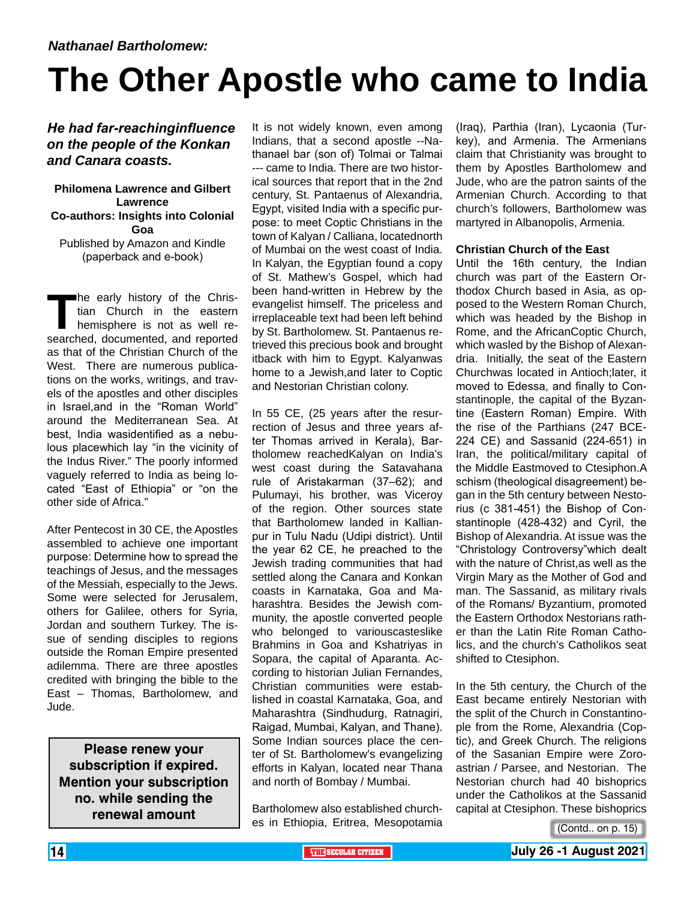*Nathanael Bartholomew:*

# The Other Apostle who came to India

***He had far-reachinginfluence on the people of the Konkan and Canara coasts.***

**Philomena Lawrence and Gilbert Lawrence**
**Co-authors: Insights into Colonial Goa**
Published by Amazon and Kindle (paperback and e-book)

The early history of the Christian Church in the eastern hemisphere is not as well researched, documented, and reported as that of the Christian Church of the West. There are numerous publications on the works, writings, and travels of the apostles and other disciples in Israel,and in the "Roman World" around the Mediterranean Sea. At best, India wasidentified as a nebulous placewhich lay "in the vicinity of the Indus River." The poorly informed vaguely referred to India as being located "East of Ethiopia" or "on the other side of Africa."

After Pentecost in 30 CE, the Apostles assembled to achieve one important purpose: Determine how to spread the teachings of Jesus, and the messages of the Messiah, especially to the Jews. Some were selected for Jerusalem, others for Galilee, others for Syria, Jordan and southern Turkey. The issue of sending disciples to regions outside the Roman Empire presented adilemma. There are three apostles credited with bringing the bible to the East – Thomas, Bartholomew, and Jude.

**Please renew your subscription if expired. Mention your subscription no. while sending the renewal amount**

It is not widely known, even among Indians, that a second apostle --Nathanael bar (son of) Tolmai or Talmai --- came to India. There are two historical sources that report that in the 2nd century, St. Pantaenus of Alexandria, Egypt, visited India with a specific purpose: to meet Coptic Christians in the town of Kalyan / Calliana, locatednorth of Mumbai on the west coast of India. In Kalyan, the Egyptian found a copy of St. Mathew's Gospel, which had been hand-written in Hebrew by the evangelist himself. The priceless and irreplaceable text had been left behind by St. Bartholomew. St. Pantaenus retrieved this precious book and brought itback with him to Egypt. Kalyanwas home to a Jewish,and later to Coptic and Nestorian Christian colony.

In 55 CE, (25 years after the resurrection of Jesus and three years after Thomas arrived in Kerala), Bartholomew reachedKalyan on India's west coast during the Satavahana rule of Aristakarman (37–62); and Pulumayi, his brother, was Viceroy of the region. Other sources state that Bartholomew landed in Kallianpur in Tulu Nadu (Udipi district). Until the year 62 CE, he preached to the Jewish trading communities that had settled along the Canara and Konkan coasts in Karnataka, Goa and Maharashtra. Besides the Jewish community, the apostle converted people who belonged to variouscasteslike Brahmins in Goa and Kshatriyas in Sopara, the capital of Aparanta. According to historian Julian Fernandes, Christian communities were established in coastal Karnataka, Goa, and Maharashtra (Sindhudurg, Ratnagiri, Raigad, Mumbai, Kalyan, and Thane). Some Indian sources place the center of St. Bartholomew's evangelizing efforts in Kalyan, located near Thana and north of Bombay / Mumbai.

Bartholomew also established churches in Ethiopia, Eritrea, Mesopotamia (Iraq), Parthia (Iran), Lycaonia (Turkey), and Armenia. The Armenians claim that Christianity was brought to them by Apostles Bartholomew and Jude, who are the patron saints of the Armenian Church. According to that church's followers, Bartholomew was martyred in Albanopolis, Armenia.

**Christian Church of the East**

Until the 16th century, the Indian church was part of the Eastern Orthodox Church based in Asia, as opposed to the Western Roman Church, which was headed by the Bishop in Rome, and the AfricanCoptic Church, which wasled by the Bishop of Alexandria. Initially, the seat of the Eastern Churchwas located in Antioch;later, it moved to Edessa, and finally to Constantinople, the capital of the Byzantine (Eastern Roman) Empire. With the rise of the Parthians (247 BCE-224 CE) and Sassanid (224-651) in Iran, the political/military capital of the Middle Eastmoved to Ctesiphon.A schism (theological disagreement) began in the 5th century between Nestorius (c 381-451) the Bishop of Constantinople (428-432) and Cyril, the Bishop of Alexandria. At issue was the "Christology Controversy"which dealt with the nature of Christ,as well as the Virgin Mary as the Mother of God and man. The Sassanid, as military rivals of the Romans/ Byzantium, promoted the Eastern Orthodox Nestorians rather than the Latin Rite Roman Catholics, and the church's Catholikos seat shifted to Ctesiphon.

In the 5th century, the Church of the East became entirely Nestorian with the split of the Church in Constantinople from the Rome, Alexandria (Coptic), and Greek Church. The religions of the Sasanian Empire were Zoroastrian / Parsee, and Nestorian. The Nestorian church had 40 bishoprics under the Catholikos at the Sassanid capital at Ctesiphon. These bishoprics

(Contd.. on p. 15)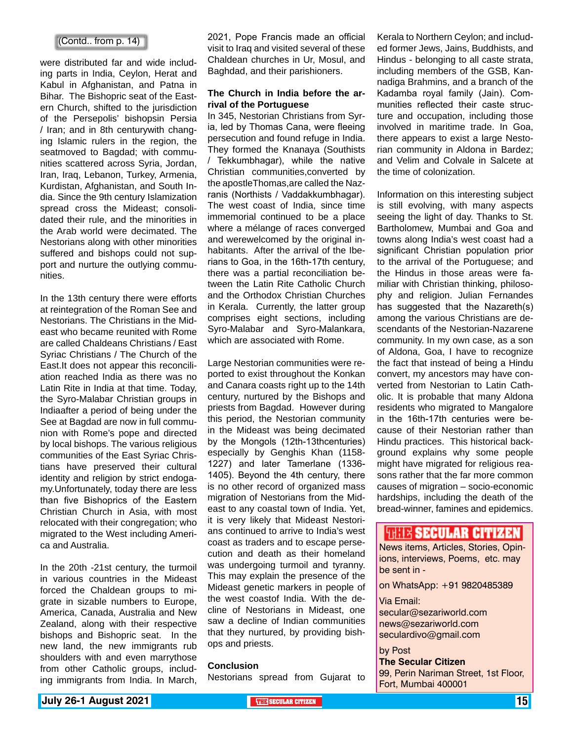(Contd.. from p. 14)

were distributed far and wide including parts in India, Ceylon, Herat and Kabul in Afghanistan, and Patna in Bihar. The Bishopric seat of the Eastern Church, shifted to the jurisdiction of the Persepolis' bishopsin Persia / Iran; and in 8th centurywith changing Islamic rulers in the region, the seatmoved to Bagdad; with communities scattered across Syria, Jordan, Iran, Iraq, Lebanon, Turkey, Armenia, Kurdistan, Afghanistan, and South India. Since the 9th century Islamization spread cross the Mideast; consolidated their rule, and the minorities in the Arab world were decimated. The Nestorians along with other minorities suffered and bishops could not support and nurture the outlying communities.

In the 13th century there were efforts at reintegration of the Roman See and Nestorians. The Christians in the Mideast who became reunited with Rome are called Chaldeans Christians / East Syriac Christians / The Church of the East.It does not appear this reconciliation reached India as there was no Latin Rite in India at that time. Today, the Syro-Malabar Christian groups in Indiaafter a period of being under the See at Bagdad are now in full communion with Rome's pope and directed by local bishops. The various religious communities of the East Syriac Christians have preserved their cultural identity and religion by strict endogamy.Unfortunately, today there are less than five Bishoprics of the Eastern Christian Church in Asia, with most relocated with their congregation; who migrated to the West including America and Australia.

In the 20th -21st century, the turmoil in various countries in the Mideast forced the Chaldean groups to migrate in sizable numbers to Europe, America, Canada, Australia and New Zealand, along with their respective bishops and Bishopric seat. In the new land, the new immigrants rub shoulders with and even marrythose from other Catholic groups, including immigrants from India. In March, 2021, Pope Francis made an official visit to Iraq and visited several of these Chaldean churches in Ur, Mosul, and Baghdad, and their parishioners.

**The Church in India before the arrival of the Portuguese**

In 345, Nestorian Christians from Syria, led by Thomas Cana, were fleeing persecution and found refuge in India. They formed the Knanaya (Southists / Tekkumbhagar), while the native Christian communities,converted by the apostleThomas,are called the Nazranis (Northists / Vaddakkumbhagar). The west coast of India, since time immemorial continued to be a place where a mélange of races converged and werewelcomed by the original inhabitants. After the arrival of the Iberians to Goa, in the 16th-17th century, there was a partial reconciliation between the Latin Rite Catholic Church and the Orthodox Christian Churches in Kerala. Currently, the latter group comprises eight sections, including Syro-Malabar and Syro-Malankara, which are associated with Rome.

Large Nestorian communities were reported to exist throughout the Konkan and Canara coasts right up to the 14th century, nurtured by the Bishops and priests from Bagdad. However during this period, the Nestorian community in the Mideast was being decimated by the Mongols (12th-13thcenturies) especially by Genghis Khan (1158-1227) and later Tamerlane (1336-1405). Beyond the 4th century, there is no other record of organized mass migration of Nestorians from the Mideast to any coastal town of India. Yet, it is very likely that Mideast Nestorians continued to arrive to India's west coast as traders and to escape persecution and death as their homeland was undergoing turmoil and tyranny. This may explain the presence of the Mideast genetic markers in people of the west coastof India. With the decline of Nestorians in Mideast, one saw a decline of Indian communities that they nurtured, by providing bishops and priests.

**Conclusion**

Nestorians spread from Gujarat to Kerala to Northern Ceylon; and included former Jews, Jains, Buddhists, and Hindus - belonging to all caste strata, including members of the GSB, Kannadiga Brahmins, and a branch of the Kadamba royal family (Jain). Communities reflected their caste structure and occupation, including those involved in maritime trade. In Goa, there appears to exist a large Nestorian community in Aldona in Bardez; and Velim and Colvale in Salcete at the time of colonization.

Information on this interesting subject is still evolving, with many aspects seeing the light of day. Thanks to St. Bartholomew, Mumbai and Goa and towns along India's west coast had a significant Christian population prior to the arrival of the Portuguese; and the Hindus in those areas were familiar with Christian thinking, philosophy and religion. Julian Fernandes has suggested that the Nazareth(s) among the various Christians are descendants of the Nestorian-Nazarene community. In my own case, as a son of Aldona, Goa, I have to recognize the fact that instead of being a Hindu convert, my ancestors may have converted from Nestorian to Latin Catholic. It is probable that many Aldona residents who migrated to Mangalore in the 16th-17th centuries were because of their Nestorian rather than Hindu practices. This historical background explains why some people might have migrated for religious reasons rather that the far more common causes of migration – socio-economic hardships, including the death of the bread-winner, famines and epidemics.

**THE SECULAR CITIZEN**

News items, Articles, Stories, Opinions, interviews, Poems, etc. may be sent in -

on WhatsApp: +91 9820485389

Via Email:
secular@sezariworld.com
news@sezariworld.com
seculardivo@gmail.com

by Post
**The Secular Citizen**
99, Perin Nariman Street, 1st Floor,
Fort, Mumbai 400001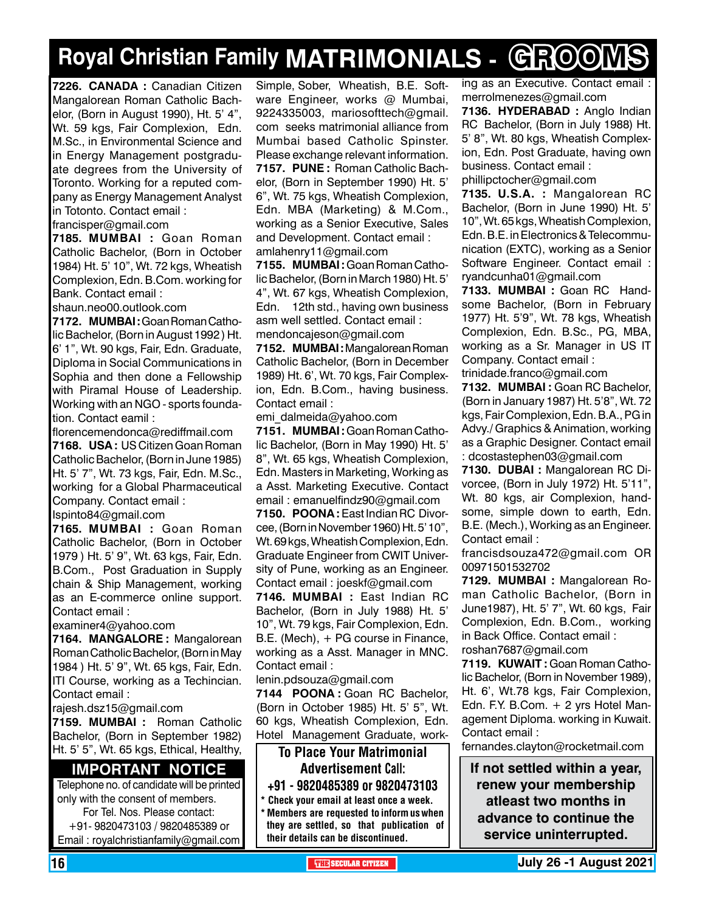# Royal Christian Family MATRIMONIALS - GROOMS

**7226. CANADA :** Canadian Citizen Mangalorean Roman Catholic Bachelor, (Born in August 1990), Ht. 5' 4", Wt. 59 kgs, Fair Complexion, Edn. M.Sc., in Environmental Science and in Energy Management postgraduate degrees from the University of Toronto. Working for a reputed company as Energy Management Analyst in Totonto. Contact email : francisper@gmail.com

**7185. MUMBAI :** Goan Roman Catholic Bachelor, (Born in October 1984) Ht. 5' 10", Wt. 72 kgs, Wheatish Complexion, Edn. B.Com. working for Bank. Contact email : shaun.neo00.outlook.com

**7172. MUMBAI :** Goan Roman Catholic Bachelor, (Born in August 1992 ) Ht. 6' 1", Wt. 90 kgs, Fair, Edn. Graduate, Diploma in Social Communications in Sophia and then done a Fellowship with Piramal House of Leadership. Working with an NGO - sports foundation. Contact eamil : florencemendonca@rediffmail.com

**7168. USA :** US Citizen Goan Roman Catholic Bachelor, (Born in June 1985) Ht. 5' 7", Wt. 73 kgs, Fair, Edn. M.Sc., working for a Global Pharmaceutical Company. Contact email : lspinto84@gmail.com

**7165. MUMBAI :** Goan Roman Catholic Bachelor, (Born in October 1979 ) Ht. 5' 9", Wt. 63 kgs, Fair, Edn. B.Com., Post Graduation in Supply chain & Ship Management, working as an E-commerce online support. Contact email : examiner4@yahoo.com

**7164. MANGALORE :** Mangalorean Roman Catholic Bachelor, (Born in May 1984 ) Ht. 5' 9", Wt. 65 kgs, Fair, Edn. ITI Course, working as a Techincian. Contact email : rajesh.dsz15@gmail.com

**7159. MUMBAI :** Roman Catholic Bachelor, (Born in September 1982) Ht. 5' 5", Wt. 65 kgs, Ethical, Healthy, Simple, Sober, Wheatish, B.E. Software Engineer, works @ Mumbai, 9224335003, mariosofttech@gmail.com seeks matrimonial alliance from Mumbai based Catholic Spinster. Please exchange relevant information.

**7157. PUNE :** Roman Catholic Bachelor, (Born in September 1990) Ht. 5' 6", Wt. 75 kgs, Wheatish Complexion, Edn. MBA (Marketing) & M.Com., working as a Senior Executive, Sales and Development. Contact email : amlahenry11@gmail.com

**7155. MUMBAI :** Goan Roman Catholic Bachelor, (Born in March 1980) Ht. 5' 4", Wt. 67 kgs, Wheatish Complexion, Edn. 12th std., having own business asm well settled. Contact email : mendoncajeson@gmail.com

**7152. MUMBAI :** Mangalorean Roman Catholic Bachelor, (Born in December 1989) Ht. 6', Wt. 70 kgs, Fair Complexion, Edn. B.Com., having business. Contact email : emi_dalmeida@yahoo.com

**7151. MUMBAI :** Goan Roman Catholic Bachelor, (Born in May 1990) Ht. 5' 8", Wt. 65 kgs, Wheatish Complexion, Edn. Masters in Marketing, Working as a Asst. Marketing Executive. Contact email : emanuelfindz90@gmail.com

**7150. POONA :** East Indian RC Divorcee, (Born in November 1960) Ht. 5' 10", Wt. 69 kgs, Wheatish Complexion, Edn. Graduate Engineer from CWIT University of Pune, working as an Engineer. Contact email : joeskf@gmail.com

**7146. MUMBAI :** East Indian RC Bachelor, (Born in July 1988) Ht. 5' 10", Wt. 79 kgs, Fair Complexion, Edn. B.E. (Mech), + PG course in Finance, working as a Asst. Manager in MNC. Contact email : lenin.pdsouza@gmail.com

**7144 POONA :** Goan RC Bachelor, (Born in October 1985) Ht. 5' 5", Wt. 60 kgs, Wheatish Complexion, Edn. Hotel Management Graduate, working as an Executive. Contact email : merrolmenezes@gmail.com

**7136. HYDERABAD :** Anglo Indian RC Bachelor, (Born in July 1988) Ht. 5' 8", Wt. 80 kgs, Wheatish Complexion, Edn. Post Graduate, having own business. Contact email : phillipctocher@gmail.com

**7135. U.S.A. :** Mangalorean RC Bachelor, (Born in June 1990) Ht. 5' 10", Wt. 65 kgs, Wheatish Complexion, Edn. B.E. in Electronics & Telecommunication (EXTC), working as a Senior Software Engineer. Contact email : ryandcunha01@gmail.com

**7133. MUMBAI :** Goan RC Handsome Bachelor, (Born in February 1977) Ht. 5'9", Wt. 78 kgs, Wheatish Complexion, Edn. B.Sc., PG, MBA, working as a Sr. Manager in US IT Company. Contact email : trinidade.franco@gmail.com

**7132. MUMBAI :** Goan RC Bachelor, (Born in January 1987) Ht. 5'8", Wt. 72 kgs, Fair Complexion, Edn. B.A., PG in Advy./ Graphics & Animation, working as a Graphic Designer. Contact email : dcostastephen03@gmail.com

**7130. DUBAI :** Mangalorean RC Divorcee, (Born in July 1972) Ht. 5'11", Wt. 80 kgs, air Complexion, handsome, simple down to earth, Edn. B.E. (Mech.), Working as an Engineer. Contact email : francisdsouza472@gmail.com OR 00971501532702

**7129. MUMBAI :** Mangalorean Roman Catholic Bachelor, (Born in June1987), Ht. 5' 7", Wt. 60 kgs, Fair Complexion, Edn. B.Com., working in Back Office. Contact email : roshan7687@gmail.com

**7119. KUWAIT :** Goan Roman Catholic Bachelor, (Born in November 1989), Ht. 6', Wt.78 kgs, Fair Complexion, Edn. F.Y. B.Com. + 2 yrs Hotel Management Diploma. working in Kuwait. Contact email : fernandes.clayton@rocketmail.com

## IMPORTANT NOTICE

Telephone no. of candidate will be printed only with the consent of members.
For Tel. Nos. Please contact:
+91- 9820473103 / 9820485389 or
Email : royalchristianfamily@gmail.com

**To Place Your Matrimonial Advertisement Call:**
**+91 - 9820485389 or 9820473103**

- Check your email at least once a week.
- Members are requested to inform us when they are settled, so that publication of their details can be discontinued.

**If not settled within a year, renew your membership atleast two months in advance to continue the service uninterrupted.**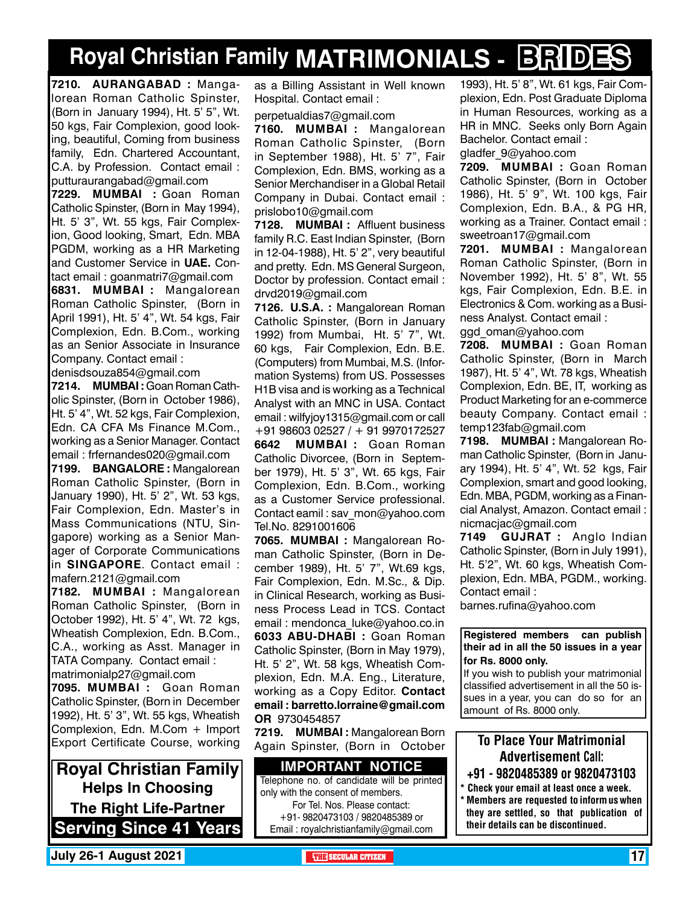# Royal Christian Family MATRIMONIALS - BRIDES

**7210. AURANGABAD :** Mangalorean Roman Catholic Spinster, (Born in January 1994), Ht. 5' 5", Wt. 50 kgs, Fair Complexion, good looking, beautiful, Coming from business family, Edn. Chartered Accountant, C.A. by Profession. Contact email : putturaurangabad@gmail.com

**7229. MUMBAI :** Goan Roman Catholic Spinster, (Born in May 1994), Ht. 5' 3", Wt. 55 kgs, Fair Complexion, Good looking, Smart, Edn. MBA PGDM, working as a HR Marketing and Customer Service in **UAE.** Contact email : goanmatri7@gmail.com

**6831. MUMBAI :** Mangalorean Roman Catholic Spinster, (Born in April 1991), Ht. 5' 4", Wt. 54 kgs, Fair Complexion, Edn. B.Com., working as an Senior Associate in Insurance Company. Contact email : denisdsouza854@gmail.com

**7214. MUMBAI :** Goan Roman Catholic Spinster, (Born in October 1986), Ht. 5' 4", Wt. 52 kgs, Fair Complexion, Edn. CA CFA Ms Finance M.Com., working as a Senior Manager. Contact email : frfernandes020@gmail.com

**7199. BANGALORE :** Mangalorean Roman Catholic Spinster, (Born in January 1990), Ht. 5' 2", Wt. 53 kgs, Fair Complexion, Edn. Master's in Mass Communications (NTU, Singapore) working as a Senior Manager of Corporate Communications in **SINGAPORE**. Contact email : mafern.2121@gmail.com

**7182. MUMBAI :** Mangalorean Roman Catholic Spinster, (Born in October 1992), Ht. 5' 4", Wt. 72 kgs, Wheatish Complexion, Edn. B.Com., C.A., working as Asst. Manager in TATA Company. Contact email : matrimonialp27@gmail.com

**7095. MUMBAI :** Goan Roman Catholic Spinster, (Born in December 1992), Ht. 5' 3", Wt. 55 kgs, Wheatish Complexion, Edn. M.Com + Import Export Certificate Course, working as a Billing Assistant in Well known Hospital. Contact email : perpetualdias7@gmail.com

**7160. MUMBAI :** Mangalorean Roman Catholic Spinster, (Born in September 1988), Ht. 5' 7", Fair Complexion, Edn. BMS, working as a Senior Merchandiser in a Global Retail Company in Dubai. Contact email : prislobo10@gmail.com

**7128. MUMBAI :** Affluent business family R.C. East Indian Spinster, (Born in 12-04-1988), Ht. 5' 2", very beautiful and pretty. Edn. MS General Surgeon, Doctor by profession. Contact email : drvd2019@gmail.com

**7126. U.S.A. :** Mangalorean Roman Catholic Spinster, (Born in January 1992) from Mumbai, Ht. 5' 7", Wt. 60 kgs, Fair Complexion, Edn. B.E. (Computers) from Mumbai, M.S. (Information Systems) from US. Possesses H1B visa and is working as a Technical Analyst with an MNC in USA. Contact email : wilfyjoy1315@gmail.com or call +91 98603 02527 / + 91 9970172527

**6642 MUMBAI :** Goan Roman Catholic Divorcee, (Born in September 1979), Ht. 5' 3", Wt. 65 kgs, Fair Complexion, Edn. B.Com., working as a Customer Service professional. Contact eamil : sav_mon@yahoo.com Tel.No. 8291001606

**7065. MUMBAI :** Mangalorean Roman Catholic Spinster, (Born in December 1989), Ht. 5' 7", Wt.69 kgs, Fair Complexion, Edn. M.Sc., & Dip. in Clinical Research, working as Business Process Lead in TCS. Contact email : mendonca_luke@yahoo.co.in

**6033 ABU-DHABI :** Goan Roman Catholic Spinster, (Born in May 1979), Ht. 5' 2", Wt. 58 kgs, Wheatish Complexion, Edn. M.A. Eng., Literature, working as a Copy Editor. **Contact email : barretto.lorraine@gmail.com OR** 9730454857

**7219. MUMBAI :** Mangalorean Born Again Spinster, (Born in October 1993), Ht. 5' 8", Wt. 61 kgs, Fair Complexion, Edn. Post Graduate Diploma in Human Resources, working as a HR in MNC. Seeks only Born Again Bachelor. Contact email : gladfer_9@yahoo.com

**7209. MUMBAI :** Goan Roman Catholic Spinster, (Born in October 1986), Ht. 5' 9", Wt. 100 kgs, Fair Complexion, Edn. B.A., & PG HR, working as a Trainer. Contact email : sweetroan17@gmail.com

**7201. MUMBAI :** Mangalorean Roman Catholic Spinster, (Born in November 1992), Ht. 5' 8", Wt. 55 kgs, Fair Complexion, Edn. B.E. in Electronics & Com. working as a Business Analyst. Contact email : ggd_oman@yahoo.com

**7208. MUMBAI :** Goan Roman Catholic Spinster, (Born in March 1987), Ht. 5' 4", Wt. 78 kgs, Wheatish Complexion, Edn. BE, IT, working as Product Marketing for an e-commerce beauty Company. Contact email : temp123fab@gmail.com

**7198. MUMBAI :** Mangalorean Roman Catholic Spinster, (Born in January 1994), Ht. 5' 4", Wt. 52 kgs, Fair Complexion, smart and good looking, Edn. MBA, PGDM, working as a Financial Analyst, Amazon. Contact email : nicmacjac@gmail.com

**7149 GUJRAT :** Anglo Indian Catholic Spinster, (Born in July 1991), Ht. 5'2", Wt. 60 kgs, Wheatish Complexion, Edn. MBA, PGDM., working. Contact email : barnes.rufina@yahoo.com

**Royal Christian Family**
**Helps In Choosing**
**The Right Life-Partner**
**Serving Since 41 Years**

**IMPORTANT NOTICE**

Telephone no. of candidate will be printed only with the consent of members.
For Tel. Nos. Please contact:
+91- 9820473103 / 9820485389 or
Email : royalchristianfamily@gmail.com

**Registered members can publish their ad in all the 50 issues in a year for Rs. 8000 only.**
If you wish to publish your matrimonial classified advertisement in all the 50 issues in a year, you can do so for an amount of Rs. 8000 only.

**To Place Your Matrimonial Advertisement Call:**
**+91 - 9820485389 or 9820473103**

- **Check your email at least once a week.**
- **Members are requested to inform us when they are settled, so that publication of their details can be discontinued.**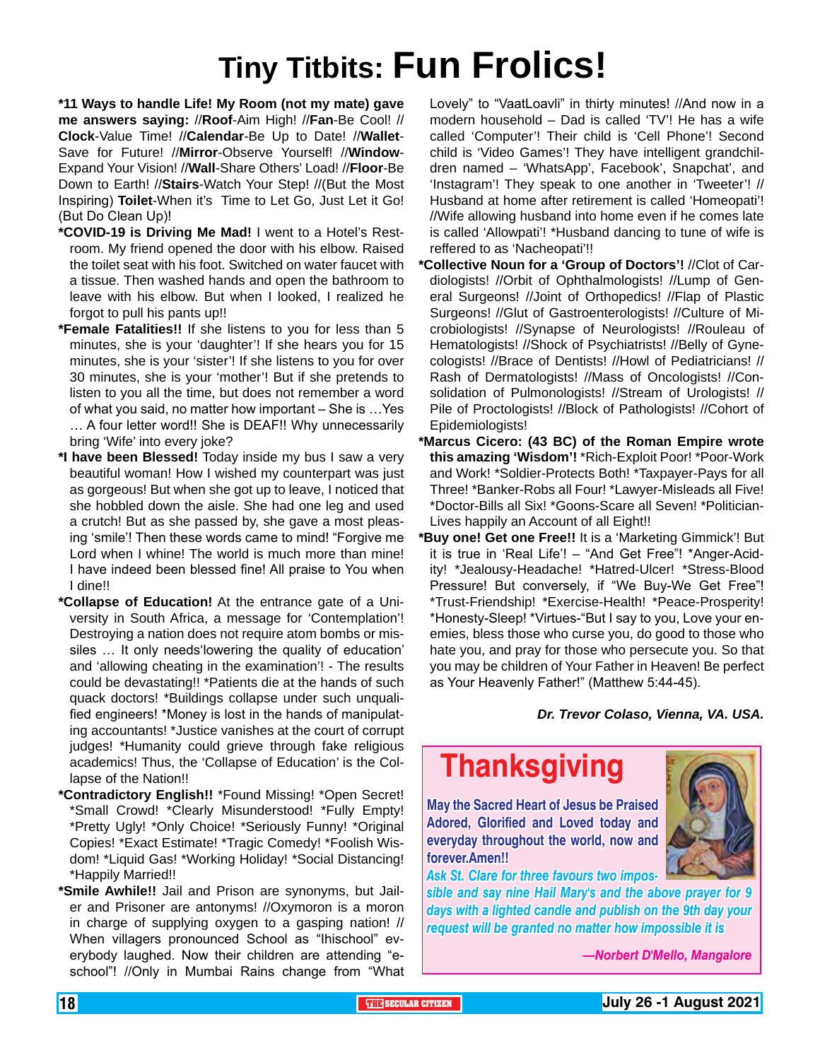# Tiny Titbits: Fun Frolics!

**\*11 Ways to handle Life! My Room (not my mate) gave me answers saying:** //**Roof**-Aim High! //**Fan**-Be Cool! //**Clock**-Value Time! //**Calendar**-Be Up to Date! //**Wallet**-Save for Future! //**Mirror**-Observe Yourself! //**Window**-Expand Your Vision! //**Wall**-Share Others' Load! //**Floor**-Be Down to Earth! //**Stairs**-Watch Your Step! //(But the Most Inspiring) **Toilet**-When it's Time to Let Go, Just Let it Go! (But Do Clean Up)!

**\*COVID-19 is Driving Me Mad!** I went to a Hotel's Restroom. My friend opened the door with his elbow. Raised the toilet seat with his foot. Switched on water faucet with a tissue. Then washed hands and open the bathroom to leave with his elbow. But when I looked, I realized he forgot to pull his pants up!!

**\*Female Fatalities!!** If she listens to you for less than 5 minutes, she is your 'daughter'! If she hears you for 15 minutes, she is your 'sister'! If she listens to you for over 30 minutes, she is your 'mother'! But if she pretends to listen to you all the time, but does not remember a word of what you said, no matter how important – She is …Yes … A four letter word!! She is DEAF!! Why unnecessarily bring 'Wife' into every joke?

**\*I have been Blessed!** Today inside my bus I saw a very beautiful woman! How I wished my counterpart was just as gorgeous! But when she got up to leave, I noticed that she hobbled down the aisle. She had one leg and used a crutch! But as she passed by, she gave a most pleasing 'smile'! Then these words came to mind! "Forgive me Lord when I whine! The world is much more than mine! I have indeed been blessed fine! All praise to You when I dine!!

**\*Collapse of Education!** At the entrance gate of a University in South Africa, a message for 'Contemplation'! Destroying a nation does not require atom bombs or missiles … It only needs'lowering the quality of education' and 'allowing cheating in the examination'! - The results could be devastating!! \*Patients die at the hands of such quack doctors! \*Buildings collapse under such unqualified engineers! \*Money is lost in the hands of manipulating accountants! \*Justice vanishes at the court of corrupt judges! \*Humanity could grieve through fake religious academics! Thus, the 'Collapse of Education' is the Collapse of the Nation!!

**\*Contradictory English!!** \*Found Missing! \*Open Secret! \*Small Crowd! \*Clearly Misunderstood! \*Fully Empty! \*Pretty Ugly! \*Only Choice! \*Seriously Funny! \*Original Copies! \*Exact Estimate! \*Tragic Comedy! \*Foolish Wisdom! \*Liquid Gas! \*Working Holiday! \*Social Distancing! \*Happily Married!!

**\*Smile Awhile!!** Jail and Prison are synonyms, but Jailer and Prisoner are antonyms! //Oxymoron is a moron in charge of supplying oxygen to a gasping nation! // When villagers pronounced School as "Ihischool" everybody laughed. Now their children are attending "e-school"! //Only in Mumbai Rains change from "What Lovely" to "VaatLoavli" in thirty minutes! //And now in a modern household – Dad is called 'TV'! He has a wife called 'Computer'! Their child is 'Cell Phone'! Second child is 'Video Games'! They have intelligent grandchildren named – 'WhatsApp', Facebook', Snapchat', and 'Instagram'! They speak to one another in 'Tweeter'! // Husband at home after retirement is called 'Homeopati'! //Wife allowing husband into home even if he comes late is called 'Allowpati'! \*Husband dancing to tune of wife is reffered to as 'Nacheopati'!!

**\*Collective Noun for a 'Group of Doctors'!** //Clot of Cardiologists! //Orbit of Ophthalmologists! //Lump of General Surgeons! //Joint of Orthopedics! //Flap of Plastic Surgeons! //Glut of Gastroenterologists! //Culture of Microbiologists! //Synapse of Neurologists! //Rouleau of Hematologists! //Shock of Psychiatrists! //Belly of Gynecologists! //Brace of Dentists! //Howl of Pediatricians! // Rash of Dermatologists! //Mass of Oncologists! //Consolidation of Pulmonologists! //Stream of Urologists! // Pile of Proctologists! //Block of Pathologists! //Cohort of Epidemiologists!

**\*Marcus Cicero: (43 BC) of the Roman Empire wrote this amazing 'Wisdom'!** \*Rich-Exploit Poor! \*Poor-Work and Work! \*Soldier-Protects Both! \*Taxpayer-Pays for all Three! \*Banker-Robs all Four! \*Lawyer-Misleads all Five! \*Doctor-Bills all Six! \*Goons-Scare all Seven! \*Politician-Lives happily an Account of all Eight!!

**\*Buy one! Get one Free!!** It is a 'Marketing Gimmick'! But it is true in 'Real Life'! – "And Get Free"! \*Anger-Acidity! \*Jealousy-Headache! \*Hatred-Ulcer! \*Stress-Blood Pressure! But conversely, if "We Buy-We Get Free"! \*Trust-Friendship! \*Exercise-Health! \*Peace-Prosperity! \*Honesty-Sleep! \*Virtues-"But I say to you, Love your enemies, bless those who curse you, do good to those who hate you, and pray for those who persecute you. So that you may be children of Your Father in Heaven! Be perfect as Your Heavenly Father!" (Matthew 5:44-45).

***Dr. Trevor Colaso, Vienna, VA. USA.***

## Thanksgiving

**May the Sacred Heart of Jesus be Praised Adored, Glorified and Loved today and everyday throughout the world, now and forever.Amen!!**

***Ask St. Clare for three favours two impossible and say nine Hail Mary's and the above prayer for 9 days with a lighted candle and publish on the 9th day your request will be granted no matter how impossible it is***

***—Norbert D'Mello, Mangalore***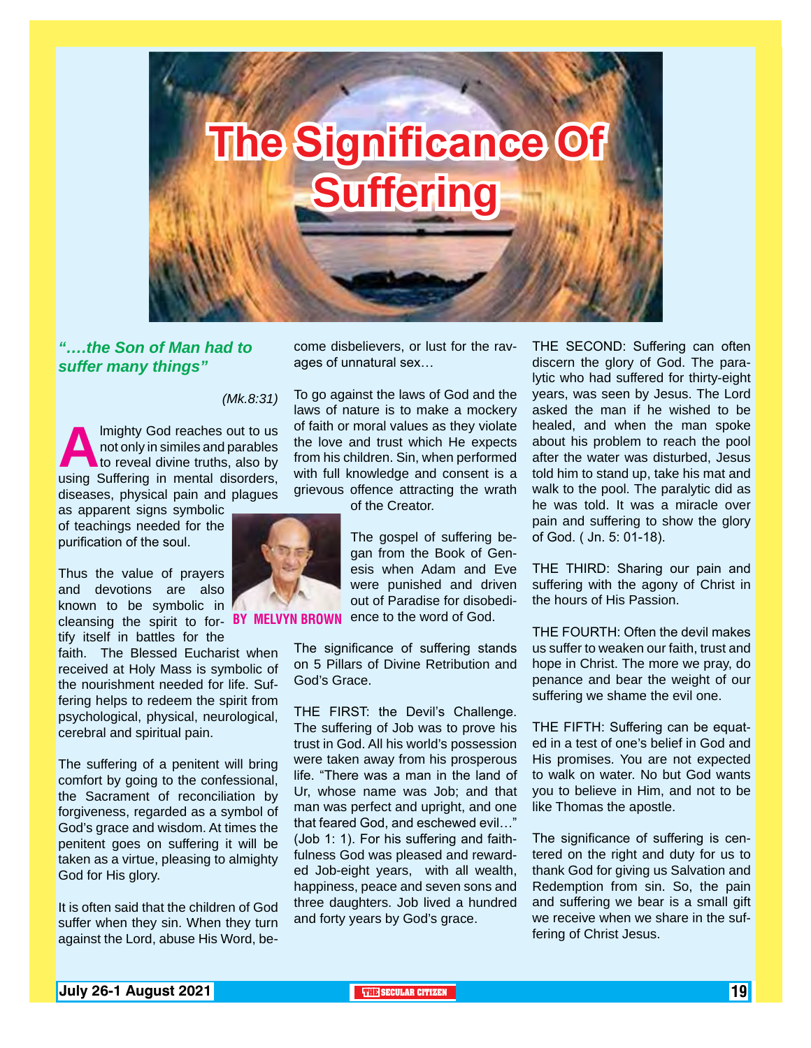# The Significance Of Suffering

*"….the Son of Man had to suffer many things"*

*(Mk.8:31)*

**BY MELVYN BROWN**

Almighty God reaches out to us not only in similes and parables to reveal divine truths, also by using Suffering in mental disorders, diseases, physical pain and plagues as apparent signs symbolic of teachings needed for the purification of the soul.

Thus the value of prayers and devotions are also known to be symbolic in cleansing the spirit to fortify itself in battles for the faith. The Blessed Eucharist when received at Holy Mass is symbolic of the nourishment needed for life. Suffering helps to redeem the spirit from psychological, physical, neurological, cerebral and spiritual pain.

The suffering of a penitent will bring comfort by going to the confessional, the Sacrament of reconciliation by forgiveness, regarded as a symbol of God's grace and wisdom. At times the penitent goes on suffering it will be taken as a virtue, pleasing to almighty God for His glory.

It is often said that the children of God suffer when they sin. When they turn against the Lord, abuse His Word, become disbelievers, or lust for the ravages of unnatural sex…

To go against the laws of God and the laws of nature is to make a mockery of faith or moral values as they violate the love and trust which He expects from his children. Sin, when performed with full knowledge and consent is a grievous offence attracting the wrath of the Creator.

The gospel of suffering began from the Book of Genesis when Adam and Eve were punished and driven out of Paradise for disobedience to the word of God.

The significance of suffering stands on 5 Pillars of Divine Retribution and God's Grace.

THE FIRST: the Devil's Challenge. The suffering of Job was to prove his trust in God. All his world's possession were taken away from his prosperous life. "There was a man in the land of Ur, whose name was Job; and that man was perfect and upright, and one that feared God, and eschewed evil…" (Job 1: 1). For his suffering and faithfulness God was pleased and rewarded Job-eight years, with all wealth, happiness, peace and seven sons and three daughters. Job lived a hundred and forty years by God's grace.

THE SECOND: Suffering can often discern the glory of God. The paralytic who had suffered for thirty-eight years, was seen by Jesus. The Lord asked the man if he wished to be healed, and when the man spoke about his problem to reach the pool after the water was disturbed, Jesus told him to stand up, take his mat and walk to the pool. The paralytic did as he was told. It was a miracle over pain and suffering to show the glory of God. ( Jn. 5: 01-18).

THE THIRD: Sharing our pain and suffering with the agony of Christ in the hours of His Passion.

THE FOURTH: Often the devil makes us suffer to weaken our faith, trust and hope in Christ. The more we pray, do penance and bear the weight of our suffering we shame the evil one.

THE FIFTH: Suffering can be equated in a test of one's belief in God and His promises. You are not expected to walk on water. No but God wants you to believe in Him, and not to be like Thomas the apostle.

The significance of suffering is centered on the right and duty for us to thank God for giving us Salvation and Redemption from sin. So, the pain and suffering we bear is a small gift we receive when we share in the suffering of Christ Jesus.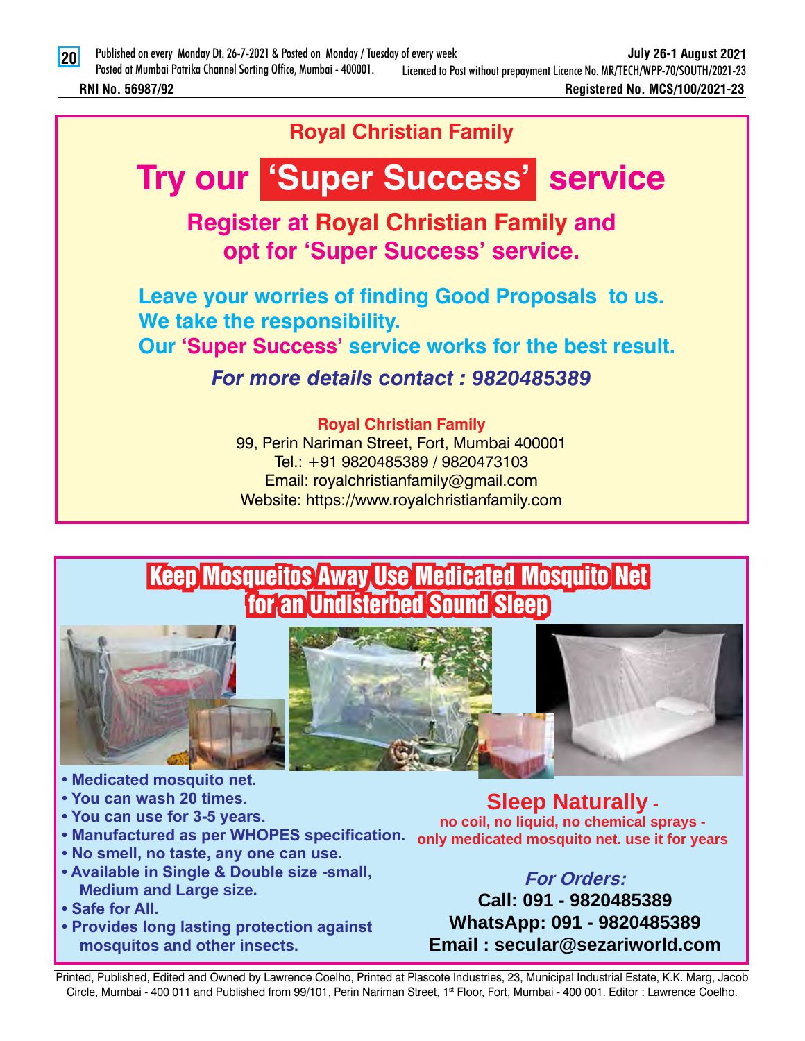Published on every Monday Dt. 26-7-2021 & Posted on Monday / Tuesday of every week
Posted at Mumbai Patrika Channel Sorting Office, Mumbai - 400001.
Licenced to Post without prepayment Licence No. MR/TECH/WPP-70/SOUTH/2021-23
July 26-1 August 2021
RNI No. 56987/92
Registered No. MCS/100/2021-23

## Royal Christian Family

# Try our 'Super Success' service

**Register at Royal Christian Family and opt for 'Super Success' service.**

**Leave your worries of finding Good Proposals to us.**
**We take the responsibility.**
**Our 'Super Success' service works for the best result.**

***For more details contact : 9820485389***

**Royal Christian Family**
99, Perin Nariman Street, Fort, Mumbai 400001
Tel.: +91 9820485389 / 9820473103
Email: royalchristianfamily@gmail.com
Website: https://www.royalchristianfamily.com

## Keep Mosqueitos Away Use Medicated Mosquito Net for an Undisterbed Sound Sleep

- **Medicated mosquito net.**
- **You can wash 20 times.**
- **You can use for 3-5 years.**
- **Manufactured as per WHOPES specification.**
- **No smell, no taste, any one can use.**
- **Available in Single & Double size -small, Medium and Large size.**
- **Safe for All.**
- **Provides long lasting protection against mosquitos and other insects.**

**Sleep Naturally -**
**no coil, no liquid, no chemical sprays - only medicated mosquito net. use it for years**

***For Orders:***
**Call: 091 - 9820485389**
**WhatsApp: 091 - 9820485389**
**Email : secular@sezariworld.com**

Printed, Published, Edited and Owned by Lawrence Coelho, Printed at Plascote Industries, 23, Municipal Industrial Estate, K.K. Marg, Jacob Circle, Mumbai - 400 011 and Published from 99/101, Perin Nariman Street, 1st Floor, Fort, Mumbai - 400 001. Editor : Lawrence Coelho.